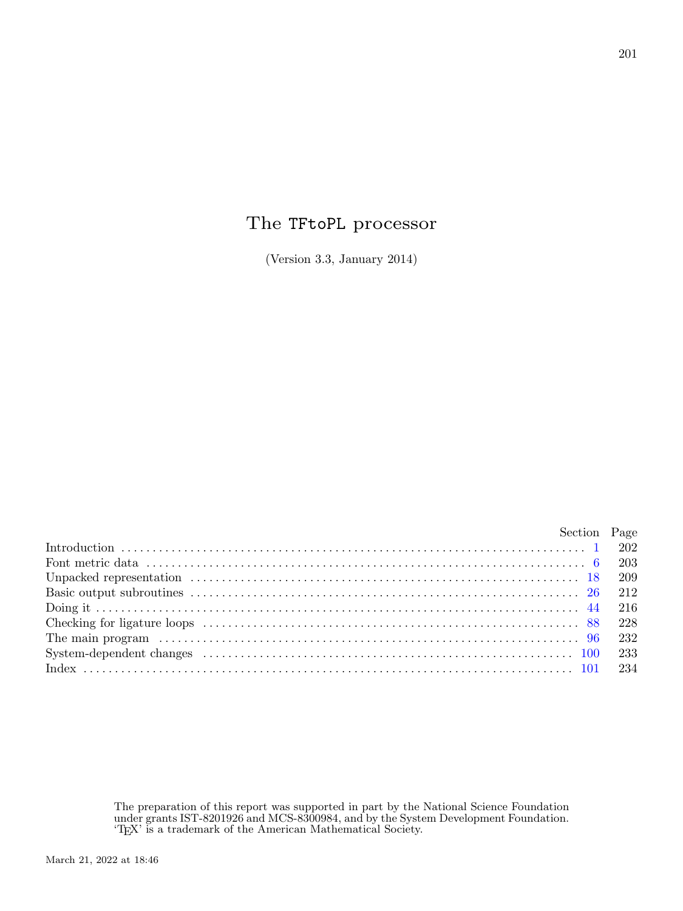# The TFtoPL processor

(Version 3.3, January 2014)

| | Section | Page |
|---|---|---|
| Introduction | 1 | 202 |
| Font metric data | 6 | 203 |
| Unpacked representation | 18 | 209 |
| Basic output subroutines | 26 | 212 |
| Doing it | 44 | 216 |
| Checking for ligature loops | 88 | 228 |
| The main program | 96 | 232 |
| System-dependent changes | 100 | 233 |
| Index | 101 | 234 |

The preparation of this report was supported in part by the National Science Foundation under grants IST-8201926 and MCS-8300984, and by the System Development Foundation. 'TEX' is a trademark of the American Mathematical Society.

March 21, 2022 at 18:46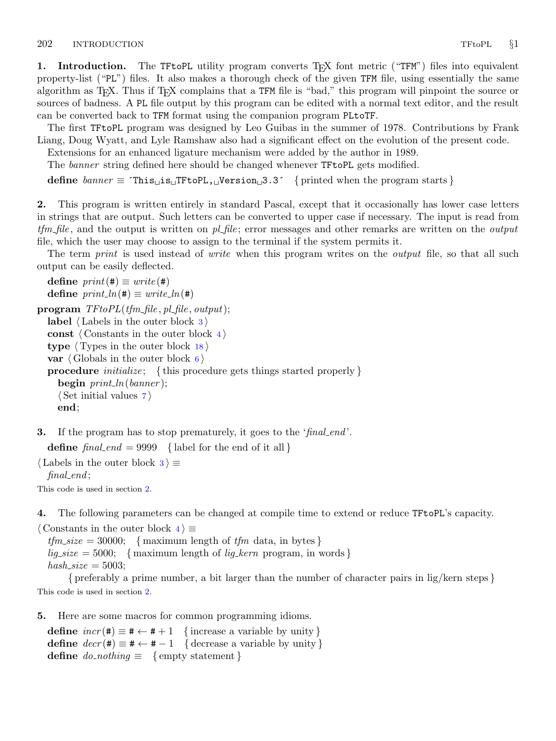**1. Introduction.** The TFtoPL utility program converts TeX font metric ("TFM") files into equivalent property-list ("PL") files. It also makes a thorough check of the given TFM file, using essentially the same algorithm as TeX. Thus if TeX complains that a TFM file is "bad," this program will pinpoint the source or sources of badness. A PL file output by this program can be edited with a normal text editor, and the result can be converted back to TFM format using the companion program PLtoTF.

The first TFtoPL program was designed by Leo Guibas in the summer of 1978. Contributions by Frank Liang, Doug Wyatt, and Lyle Ramshaw also had a significant effect on the evolution of the present code.

Extensions for an enhanced ligature mechanism were added by the author in 1989.

The *banner* string defined here should be changed whenever TFtoPL gets modified.

**define** *banner* ≡ ´This␣is␣TFtoPL,␣Version␣3.3´ { printed when the program starts }

**2.** This program is written entirely in standard Pascal, except that it occasionally has lower case letters in strings that are output. Such letters can be converted to upper case if necessary. The input is read from *tfm_file*, and the output is written on *pl_file*; error messages and other remarks are written on the *output* file, which the user may choose to assign to the terminal if the system permits it.

The term *print* is used instead of *write* when this program writes on the *output* file, so that all such output can be easily deflected.

**define** *print*(#) ≡ *write*(#)
**define** *print_ln*(#) ≡ *write_ln*(#)

**program** *TFtoPL*(*tfm_file*, *pl_file*, *output*);
  **label** ⟨ Labels in the outer block 3 ⟩
  **const** ⟨ Constants in the outer block 4 ⟩
  **type** ⟨ Types in the outer block 18 ⟩
  **var** ⟨ Globals in the outer block 6 ⟩
  **procedure** *initialize*; { this procedure gets things started properly }
    **begin** *print_ln*(*banner*);
    ⟨ Set initial values 7 ⟩
    **end**;

**3.** If the program has to stop prematurely, it goes to the '*final_end*'.

**define** *final_end* = 9999 { label for the end of it all }

⟨ Labels in the outer block 3 ⟩ ≡
  *final_end*;

This code is used in section 2.

**4.** The following parameters can be changed at compile time to extend or reduce TFtoPL's capacity.

⟨ Constants in the outer block 4 ⟩ ≡
  *tfm_size* = 30000; { maximum length of *tfm* data, in bytes }
  *lig_size* = 5000; { maximum length of *lig_kern* program, in words }
  *hash_size* = 5003;
    { preferably a prime number, a bit larger than the number of character pairs in lig/kern steps }

This code is used in section 2.

**5.** Here are some macros for common programming idioms.

**define** *incr*(#) ≡ # ← # + 1 { increase a variable by unity }
**define** *decr*(#) ≡ # ← # − 1 { decrease a variable by unity }
**define** *do_nothing* ≡ { empty statement }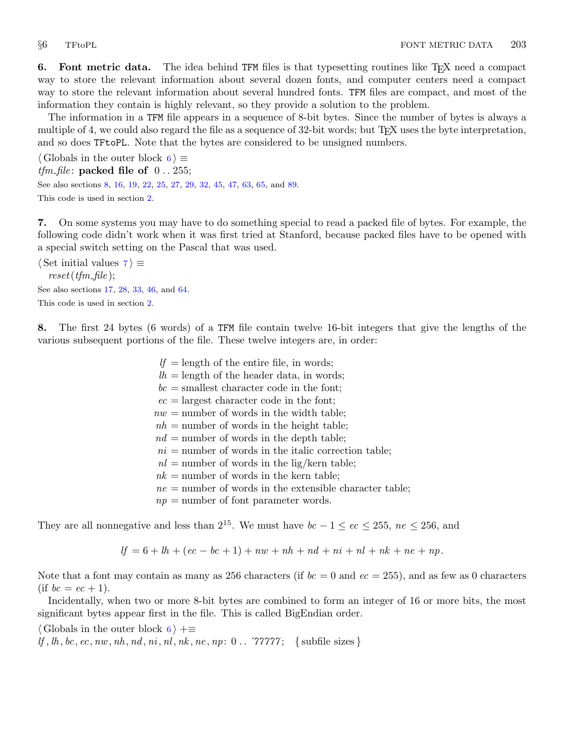**6. Font metric data.** The idea behind TFM files is that typesetting routines like TeX need a compact way to store the relevant information about several dozen fonts, and computer centers need a compact way to store the relevant information about several hundred fonts. TFM files are compact, and most of the information they contain is highly relevant, so they provide a solution to the problem.

The information in a TFM file appears in a sequence of 8-bit bytes. Since the number of bytes is always a multiple of 4, we could also regard the file as a sequence of 32-bit words; but TeX uses the byte interpretation, and so does TFtoPL. Note that the bytes are considered to be unsigned numbers.

⟨ Globals in the outer block 6 ⟩ ≡
*tfm_file*: **packed file of** 0 . . 255;

See also sections 8, 16, 19, 22, 25, 27, 29, 32, 45, 47, 63, 65, and 89.

This code is used in section 2.

**7.** On some systems you may have to do something special to read a packed file of bytes. For example, the following code didn't work when it was first tried at Stanford, because packed files have to be opened with a special switch setting on the Pascal that was used.

⟨ Set initial values 7 ⟩ ≡
*reset*(*tfm_file*);

See also sections 17, 28, 33, 46, and 64.

This code is used in section 2.

**8.** The first 24 bytes (6 words) of a TFM file contain twelve 16-bit integers that give the lengths of the various subsequent portions of the file. These twelve integers are, in order:

$lf$ = length of the entire file, in words;
$lh$ = length of the header data, in words;
$bc$ = smallest character code in the font;
$ec$ = largest character code in the font;
$nw$ = number of words in the width table;
$nh$ = number of words in the height table;
$nd$ = number of words in the depth table;
$ni$ = number of words in the italic correction table;
$nl$ = number of words in the lig/kern table;
$nk$ = number of words in the kern table;
$ne$ = number of words in the extensible character table;
$np$ = number of font parameter words.

They are all nonnegative and less than $2^{15}$. We must have $bc - 1 \le ec \le 255$, $ne \le 256$, and

$$lf = 6 + lh + (ec - bc + 1) + nw + nh + nd + ni + nl + nk + ne + np.$$

Note that a font may contain as many as 256 characters (if $bc = 0$ and $ec = 255$), and as few as 0 characters (if $bc = ec + 1$).

Incidentally, when two or more 8-bit bytes are combined to form an integer of 16 or more bits, the most significant bytes appear first in the file. This is called BigEndian order.

⟨ Globals in the outer block 6 ⟩ +≡
*lf*, *lh*, *bc*, *ec*, *nw*, *nh*, *nd*, *ni*, *nl*, *nk*, *ne*, *np*: 0 . . ´77777; { subfile sizes }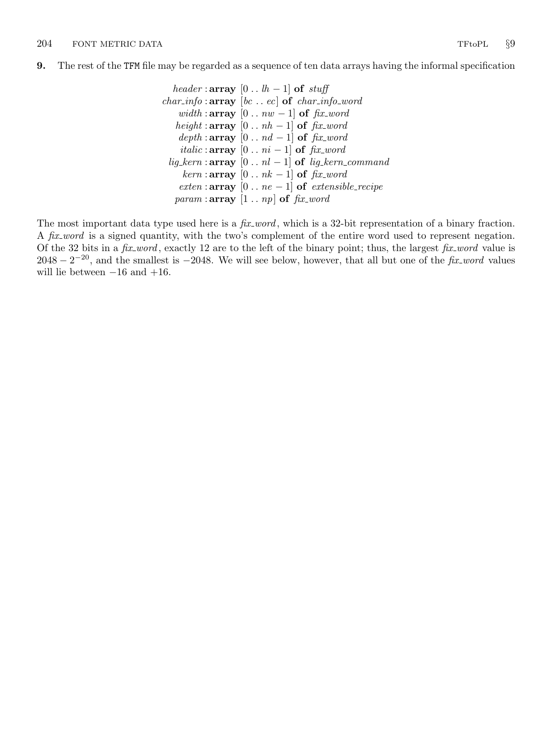**9.** The rest of the TFM file may be regarded as a sequence of ten data arrays having the informal specification

$$
\begin{aligned}
\mathit{header} &: \mathbf{array}\ [0 \mathrel{..} \mathit{lh} - 1]\ \mathbf{of}\ \mathit{stuff} \\
\mathit{char\_info} &: \mathbf{array}\ [\mathit{bc} \mathrel{..} \mathit{ec}]\ \mathbf{of}\ \mathit{char\_info\_word} \\
\mathit{width} &: \mathbf{array}\ [0 \mathrel{..} \mathit{nw} - 1]\ \mathbf{of}\ \mathit{fix\_word} \\
\mathit{height} &: \mathbf{array}\ [0 \mathrel{..} \mathit{nh} - 1]\ \mathbf{of}\ \mathit{fix\_word} \\
\mathit{depth} &: \mathbf{array}\ [0 \mathrel{..} \mathit{nd} - 1]\ \mathbf{of}\ \mathit{fix\_word} \\
\mathit{italic} &: \mathbf{array}\ [0 \mathrel{..} \mathit{ni} - 1]\ \mathbf{of}\ \mathit{fix\_word} \\
\mathit{lig\_kern} &: \mathbf{array}\ [0 \mathrel{..} \mathit{nl} - 1]\ \mathbf{of}\ \mathit{lig\_kern\_command} \\
\mathit{kern} &: \mathbf{array}\ [0 \mathrel{..} \mathit{nk} - 1]\ \mathbf{of}\ \mathit{fix\_word} \\
\mathit{exten} &: \mathbf{array}\ [0 \mathrel{..} \mathit{ne} - 1]\ \mathbf{of}\ \mathit{extensible\_recipe} \\
\mathit{param} &: \mathbf{array}\ [1 \mathrel{..} \mathit{np}]\ \mathbf{of}\ \mathit{fix\_word}
\end{aligned}
$$

The most important data type used here is a *fix_word*, which is a 32-bit representation of a binary fraction. A *fix_word* is a signed quantity, with the two's complement of the entire word used to represent negation. Of the 32 bits in a *fix_word*, exactly 12 are to the left of the binary point; thus, the largest *fix_word* value is $2048 - 2^{-20}$, and the smallest is $-2048$. We will see below, however, that all but one of the *fix_word* values will lie between $-16$ and $+16$.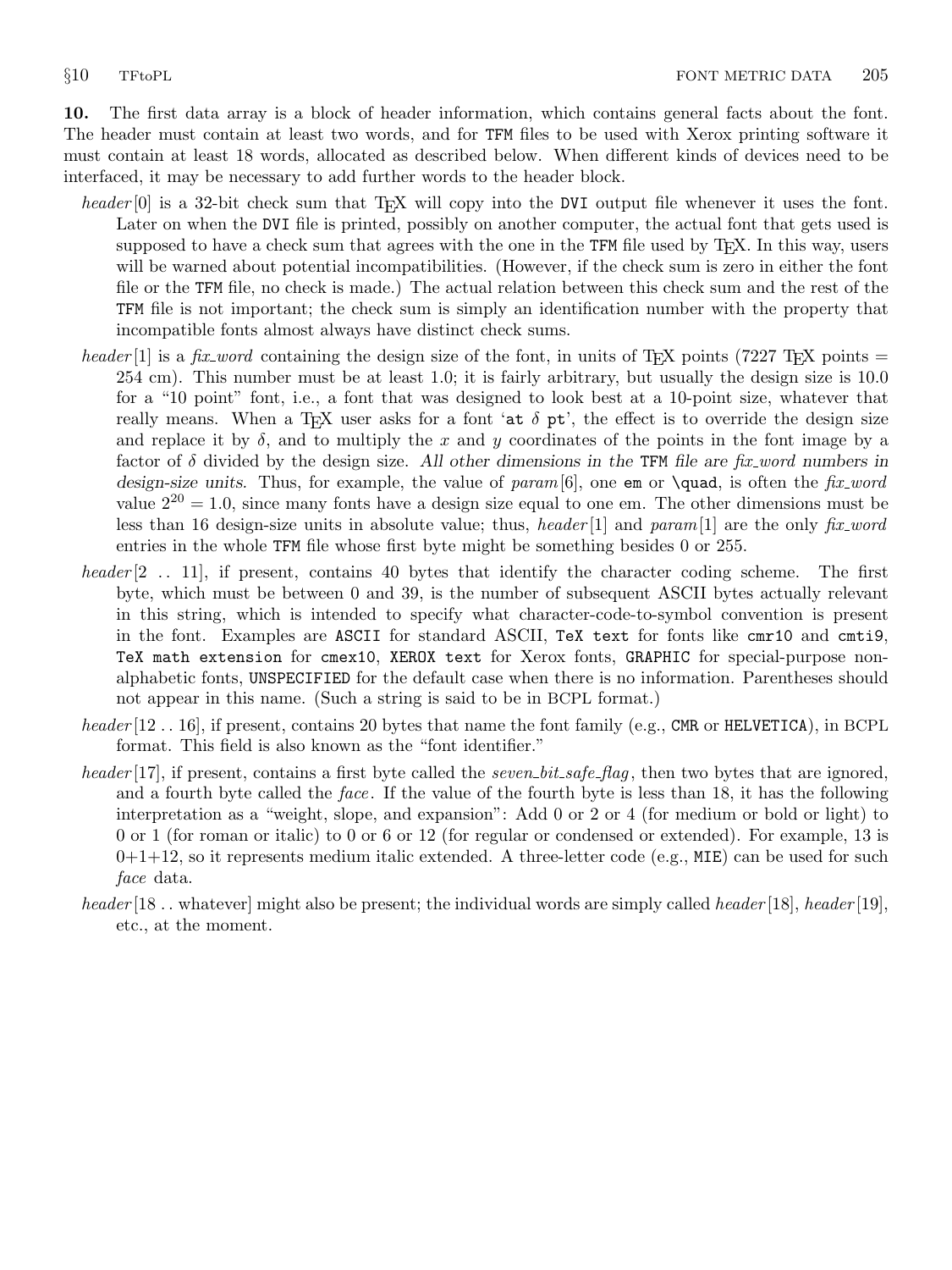**10.** The first data array is a block of header information, which contains general facts about the font. The header must contain at least two words, and for TFM files to be used with Xerox printing software it must contain at least 18 words, allocated as described below. When different kinds of devices need to be interfaced, it may be necessary to add further words to the header block.

*header*[0] is a 32-bit check sum that TEX will copy into the DVI output file whenever it uses the font. Later on when the DVI file is printed, possibly on another computer, the actual font that gets used is supposed to have a check sum that agrees with the one in the TFM file used by TEX. In this way, users will be warned about potential incompatibilities. (However, if the check sum is zero in either the font file or the TFM file, no check is made.) The actual relation between this check sum and the rest of the TFM file is not important; the check sum is simply an identification number with the property that incompatible fonts almost always have distinct check sums.

*header*[1] is a *fix_word* containing the design size of the font, in units of TEX points (7227 TEX points = 254 cm). This number must be at least 1.0; it is fairly arbitrary, but usually the design size is 10.0 for a "10 point" font, i.e., a font that was designed to look best at a 10-point size, whatever that really means. When a TEX user asks for a font '`at` $\delta$ `pt`', the effect is to override the design size and replace it by $\delta$, and to multiply the $x$ and $y$ coordinates of the points in the font image by a factor of $\delta$ divided by the design size. *All other dimensions in the* TFM *file are fix_word numbers in design-size units.* Thus, for example, the value of *param*[6], one `em` or `\quad`, is often the *fix_word* value $2^{20} = 1.0$, since many fonts have a design size equal to one em. The other dimensions must be less than 16 design-size units in absolute value; thus, *header*[1] and *param*[1] are the only *fix_word* entries in the whole TFM file whose first byte might be something besides 0 or 255.

*header*[2 .. 11], if present, contains 40 bytes that identify the character coding scheme. The first byte, which must be between 0 and 39, is the number of subsequent ASCII bytes actually relevant in this string, which is intended to specify what character-code-to-symbol convention is present in the font. Examples are `ASCII` for standard ASCII, `TeX text` for fonts like `cmr10` and `cmti9`, `TeX math extension` for `cmex10`, `XEROX text` for Xerox fonts, `GRAPHIC` for special-purpose non-alphabetic fonts, `UNSPECIFIED` for the default case when there is no information. Parentheses should not appear in this name. (Such a string is said to be in BCPL format.)

*header*[12 .. 16], if present, contains 20 bytes that name the font family (e.g., `CMR` or `HELVETICA`), in BCPL format. This field is also known as the "font identifier."

*header*[17], if present, contains a first byte called the *seven_bit_safe_flag*, then two bytes that are ignored, and a fourth byte called the *face*. If the value of the fourth byte is less than 18, it has the following interpretation as a "weight, slope, and expansion": Add 0 or 2 or 4 (for medium or bold or light) to 0 or 1 (for roman or italic) to 0 or 6 or 12 (for regular or condensed or extended). For example, 13 is 0+1+12, so it represents medium italic extended. A three-letter code (e.g., `MIE`) can be used for such *face* data.

*header*[18 .. whatever] might also be present; the individual words are simply called *header*[18], *header*[19], etc., at the moment.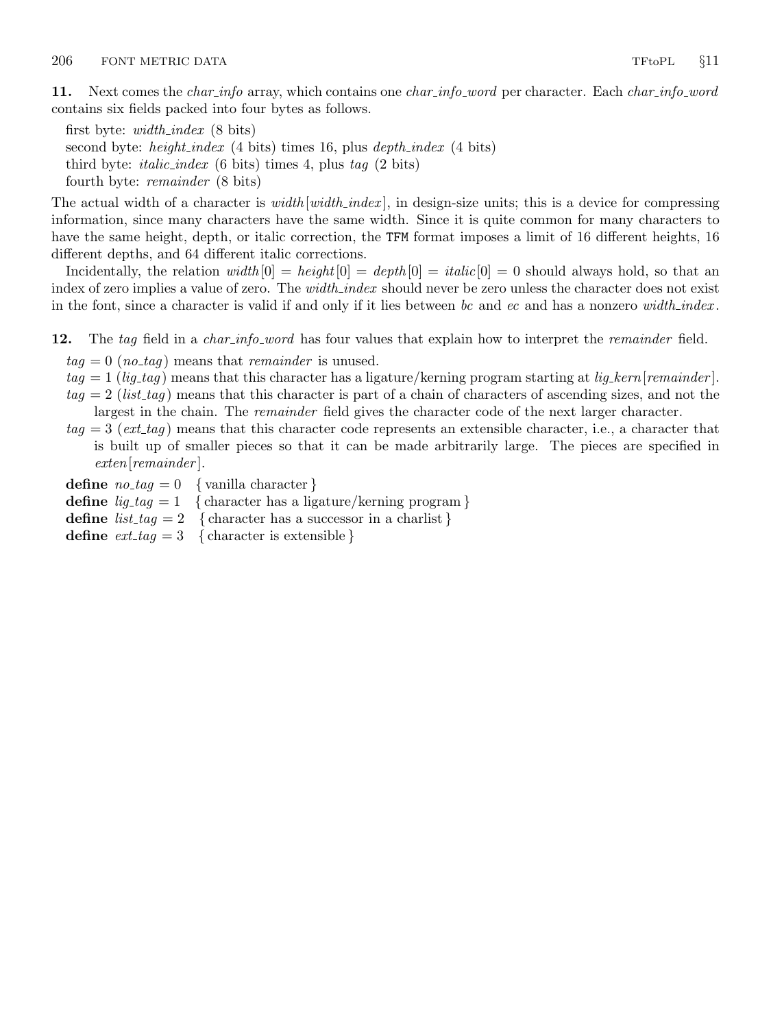**11.** Next comes the *char_info* array, which contains one *char_info_word* per character. Each *char_info_word* contains six fields packed into four bytes as follows.

first byte: *width_index* (8 bits)
second byte: *height_index* (4 bits) times 16, plus *depth_index* (4 bits)
third byte: *italic_index* (6 bits) times 4, plus *tag* (2 bits)
fourth byte: *remainder* (8 bits)

The actual width of a character is *width*[*width_index*], in design-size units; this is a device for compressing information, since many characters have the same width. Since it is quite common for many characters to have the same height, depth, or italic correction, the `TFM` format imposes a limit of 16 different heights, 16 different depths, and 64 different italic corrections.

Incidentally, the relation $width[0] = height[0] = depth[0] = italic[0] = 0$ should always hold, so that an index of zero implies a value of zero. The *width_index* should never be zero unless the character does not exist in the font, since a character is valid if and only if it lies between *bc* and *ec* and has a nonzero *width_index*.

**12.** The *tag* field in a *char_info_word* has four values that explain how to interpret the *remainder* field.

$tag = 0$ (*no_tag*) means that *remainder* is unused.
$tag = 1$ (*lig_tag*) means that this character has a ligature/kerning program starting at *lig_kern*[*remainder*].
$tag = 2$ (*list_tag*) means that this character is part of a chain of characters of ascending sizes, and not the largest in the chain. The *remainder* field gives the character code of the next larger character.
$tag = 3$ (*ext_tag*) means that this character code represents an extensible character, i.e., a character that is built up of smaller pieces so that it can be made arbitrarily large. The pieces are specified in *exten*[*remainder*].

**define** *no_tag* = 0 { vanilla character }
**define** *lig_tag* = 1 { character has a ligature/kerning program }
**define** *list_tag* = 2 { character has a successor in a charlist }
**define** *ext_tag* = 3 { character is extensible }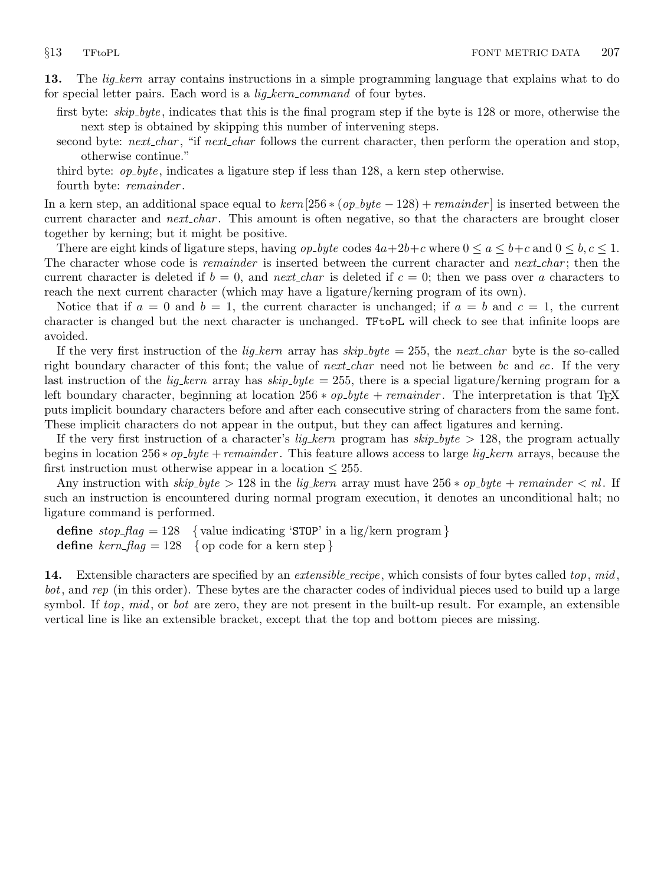**13.** The *lig_kern* array contains instructions in a simple programming language that explains what to do for special letter pairs. Each word is a *lig_kern_command* of four bytes.

first byte: *skip_byte*, indicates that this is the final program step if the byte is 128 or more, otherwise the next step is obtained by skipping this number of intervening steps.

second byte: *next_char*, "if *next_char* follows the current character, then perform the operation and stop, otherwise continue."

third byte: *op_byte*, indicates a ligature step if less than 128, a kern step otherwise.

fourth byte: *remainder*.

In a kern step, an additional space equal to $kern[256 * (op\_byte - 128) + remainder]$ is inserted between the current character and *next_char*. This amount is often negative, so that the characters are brought closer together by kerning; but it might be positive.

There are eight kinds of ligature steps, having *op_byte* codes $4a+2b+c$ where $0 \le a \le b+c$ and $0 \le b, c \le 1$. The character whose code is *remainder* is inserted between the current character and *next_char*; then the current character is deleted if $b = 0$, and *next_char* is deleted if $c = 0$; then we pass over $a$ characters to reach the next current character (which may have a ligature/kerning program of its own).

Notice that if $a = 0$ and $b = 1$, the current character is unchanged; if $a = b$ and $c = 1$, the current character is changed but the next character is unchanged. TFtoPL will check to see that infinite loops are avoided.

If the very first instruction of the *lig_kern* array has $skip\_byte = 255$, the *next_char* byte is the so-called right boundary character of this font; the value of *next_char* need not lie between *bc* and *ec*. If the very last instruction of the *lig_kern* array has $skip\_byte = 255$, there is a special ligature/kerning program for a left boundary character, beginning at location $256 * op\_byte + remainder$. The interpretation is that TeX puts implicit boundary characters before and after each consecutive string of characters from the same font. These implicit characters do not appear in the output, but they can affect ligatures and kerning.

If the very first instruction of a character's *lig_kern* program has $skip\_byte > 128$, the program actually begins in location $256 * op\_byte + remainder$. This feature allows access to large *lig_kern* arrays, because the first instruction must otherwise appear in a location $\le 255$.

Any instruction with $skip\_byte > 128$ in the *lig_kern* array must have $256 * op\_byte + remainder < nl$. If such an instruction is encountered during normal program execution, it denotes an unconditional halt; no ligature command is performed.

**define** *stop_flag* = 128 { value indicating 'STOP' in a lig/kern program }
**define** *kern_flag* = 128 { op code for a kern step }

**14.** Extensible characters are specified by an *extensible_recipe*, which consists of four bytes called *top*, *mid*, *bot*, and *rep* (in this order). These bytes are the character codes of individual pieces used to build up a large symbol. If *top*, *mid*, or *bot* are zero, they are not present in the built-up result. For example, an extensible vertical line is like an extensible bracket, except that the top and bottom pieces are missing.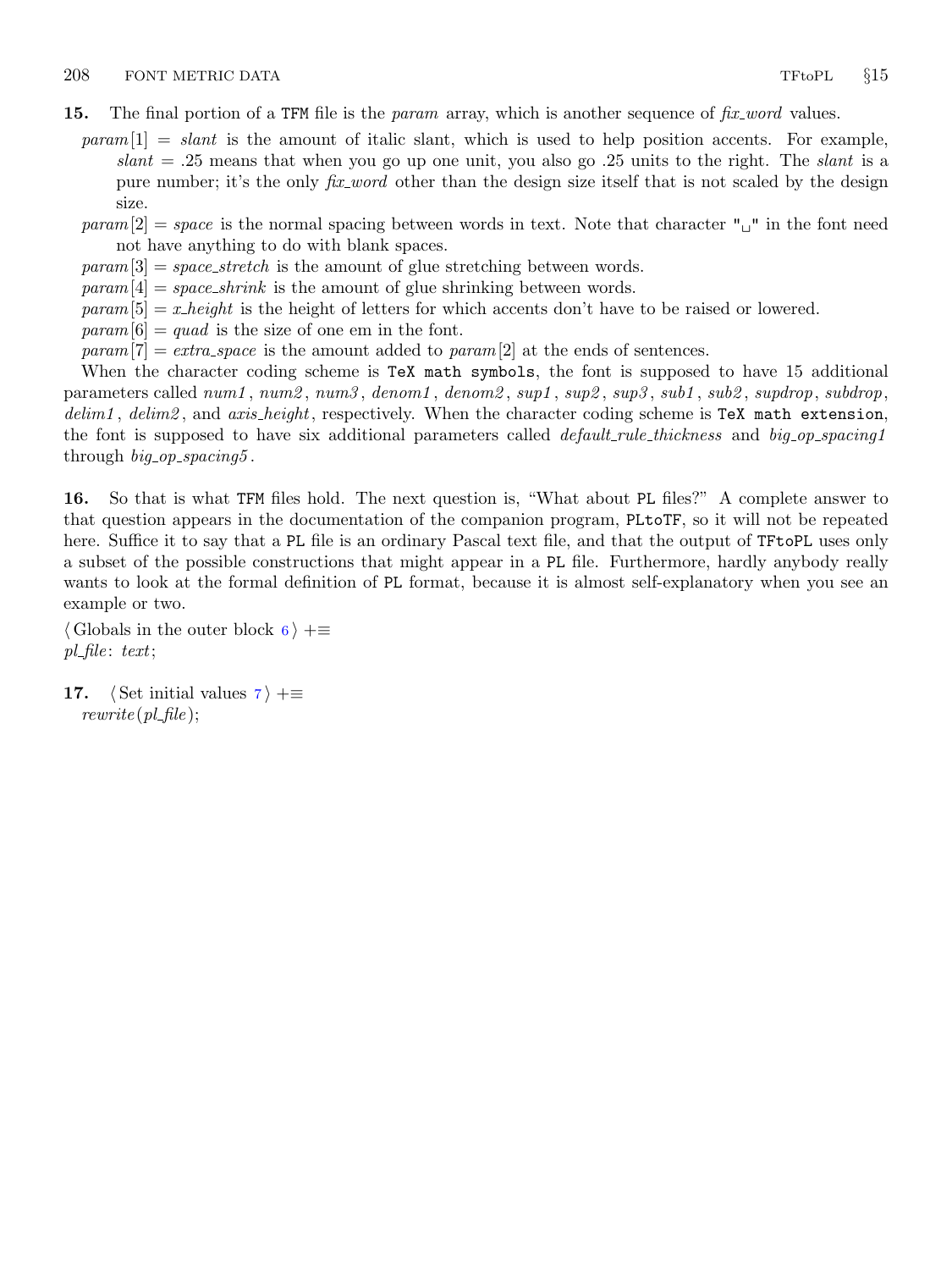**15.** The final portion of a TFM file is the *param* array, which is another sequence of *fix_word* values.

*param*[1] = *slant* is the amount of italic slant, which is used to help position accents. For example, *slant* = .25 means that when you go up one unit, you also go .25 units to the right. The *slant* is a pure number; it's the only *fix_word* other than the design size itself that is not scaled by the design size.

*param*[2] = *space* is the normal spacing between words in text. Note that character "␣" in the font need not have anything to do with blank spaces.

*param*[3] = *space_stretch* is the amount of glue stretching between words.

*param*[4] = *space_shrink* is the amount of glue shrinking between words.

*param*[5] = *x_height* is the height of letters for which accents don't have to be raised or lowered.

*param*[6] = *quad* is the size of one em in the font.

*param*[7] = *extra_space* is the amount added to *param*[2] at the ends of sentences.

When the character coding scheme is `TeX math symbols`, the font is supposed to have 15 additional parameters called *num1*, *num2*, *num3*, *denom1*, *denom2*, *sup1*, *sup2*, *sup3*, *sub1*, *sub2*, *supdrop*, *subdrop*, *delim1*, *delim2*, and *axis_height*, respectively. When the character coding scheme is `TeX math extension`, the font is supposed to have six additional parameters called *default_rule_thickness* and *big_op_spacing1* through *big_op_spacing5*.

**16.** So that is what TFM files hold. The next question is, "What about PL files?" A complete answer to that question appears in the documentation of the companion program, PLtoTF, so it will not be repeated here. Suffice it to say that a PL file is an ordinary Pascal text file, and that the output of TFtoPL uses only a subset of the possible constructions that might appear in a PL file. Furthermore, hardly anybody really wants to look at the formal definition of PL format, because it is almost self-explanatory when you see an example or two.

⟨ Globals in the outer block 6 ⟩ +≡
*pl_file*: *text*;

**17.** ⟨ Set initial values 7 ⟩ +≡
*rewrite*(*pl_file*);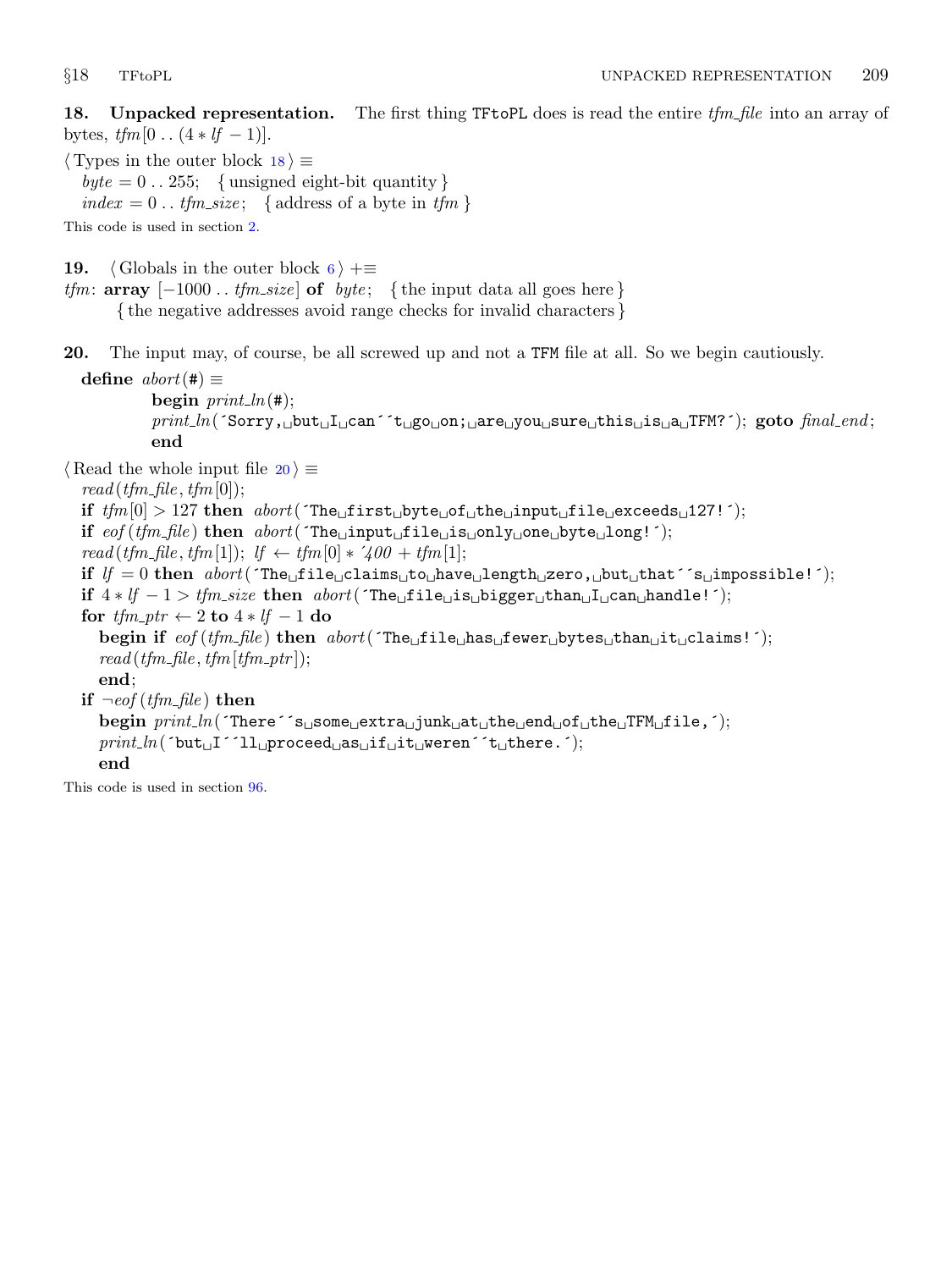**18. Unpacked representation.** The first thing `TFtoPL` does is read the entire *tfm_file* into an array of bytes, *tfm*[0 .. (4 ∗ *lf* − 1)].

⟨ Types in the outer block 18 ⟩ ≡

```
byte = 0 .. 255;   { unsigned eight-bit quantity }
index = 0 .. tfm_size;   { address of a byte in tfm }
```

This code is used in section 2.

**19.** ⟨ Globals in the outer block 6 ⟩ +≡

```
tfm: array [−1000 .. tfm_size] of byte;   { the input data all goes here }
     { the negative addresses avoid range checks for invalid characters }
```

**20.** The input may, of course, be all screwed up and not a `TFM` file at all. So we begin cautiously.

```
define abort(#) ≡
     begin print_ln(#);
     print_ln(´Sorry, but I can´´t go on; are you sure this is a TFM?´); goto final_end;
     end
```

⟨ Read the whole input file 20 ⟩ ≡

```
read(tfm_file, tfm[0]);
if tfm[0] > 127 then abort(´The first byte of the input file exceeds 127!´);
if eof(tfm_file) then abort(´The input file is only one byte long!´);
read(tfm_file, tfm[1]); lf ← tfm[0] ∗ ´400 + tfm[1];
if lf = 0 then abort(´The file claims to have length zero, but that´´s impossible!´);
if 4 ∗ lf − 1 > tfm_size then abort(´The file is bigger than I can handle!´);
for tfm_ptr ← 2 to 4 ∗ lf − 1 do
  begin if eof(tfm_file) then abort(´The file has fewer bytes than it claims!´);
  read(tfm_file, tfm[tfm_ptr]);
  end;
if ¬eof(tfm_file) then
  begin print_ln(´There´´s some extra junk at the end of the TFM file,´);
  print_ln(´but I´´ll proceed as if it weren´´t there.´);
  end
```

This code is used in section 96.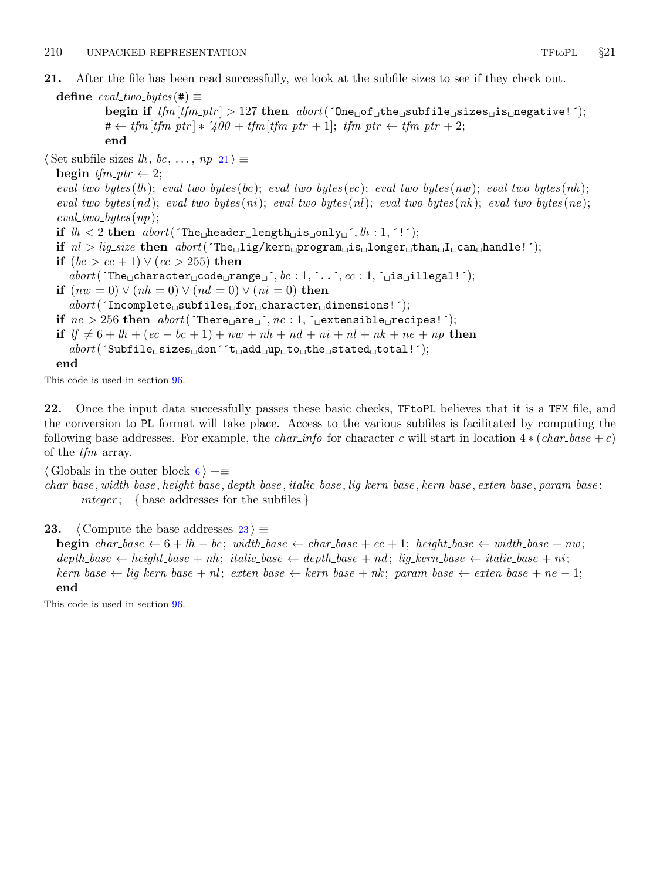**21.** After the file has been read successfully, we look at the subfile sizes to see if they check out.

```
define eval_two_bytes(#) ≡
    begin if tfm[tfm_ptr] > 127 then abort('One␣of␣the␣subfile␣sizes␣is␣negative!');
    # ← tfm[tfm_ptr] * '400 + tfm[tfm_ptr + 1]; tfm_ptr ← tfm_ptr + 2;
    end

⟨Set subfile sizes lh, bc, ..., np 21⟩ ≡
  begin tfm_ptr ← 2;
  eval_two_bytes(lh); eval_two_bytes(bc); eval_two_bytes(ec); eval_two_bytes(nw); eval_two_bytes(nh);
  eval_two_bytes(nd); eval_two_bytes(ni); eval_two_bytes(nl); eval_two_bytes(nk); eval_two_bytes(ne);
  eval_two_bytes(np);
  if lh < 2 then abort('The␣header␣length␣is␣only␣', lh : 1, '!');
  if nl > lig_size then abort('The␣lig/kern␣program␣is␣longer␣than␣I␣can␣handle!');
  if (bc > ec + 1) ∨ (ec > 255) then
    abort('The␣character␣code␣range␣', bc : 1, '..', ec : 1, '␣is␣illegal!');
  if (nw = 0) ∨ (nh = 0) ∨ (nd = 0) ∨ (ni = 0) then
    abort('Incomplete␣subfiles␣for␣character␣dimensions!');
  if ne > 256 then abort('There␣are␣', ne : 1, '␣extensible␣recipes!');
  if lf ≠ 6 + lh + (ec − bc + 1) + nw + nh + nd + ni + nl + nk + ne + np then
    abort('Subfile␣sizes␣don''t␣add␣up␣to␣the␣stated␣total!');
  end
```

This code is used in section 96.

**22.** Once the input data successfully passes these basic checks, TFtoPL believes that it is a TFM file, and the conversion to PL format will take place. Access to the various subfiles is facilitated by computing the following base addresses. For example, the *char_info* for character $c$ will start in location $4 * (char\_base + c)$ of the *tfm* array.

```
⟨Globals in the outer block 6⟩ +≡
char_base, width_base, height_base, depth_base, italic_base, lig_kern_base, kern_base, exten_base, param_base:
    integer;  { base addresses for the subfiles }
```

**23.**

```
⟨Compute the base addresses 23⟩ ≡
  begin char_base ← 6 + lh − bc; width_base ← char_base + ec + 1; height_base ← width_base + nw;
  depth_base ← height_base + nh; italic_base ← depth_base + nd; lig_kern_base ← italic_base + ni;
  kern_base ← lig_kern_base + nl; exten_base ← kern_base + nk; param_base ← exten_base + ne − 1;
  end
```

This code is used in section 96.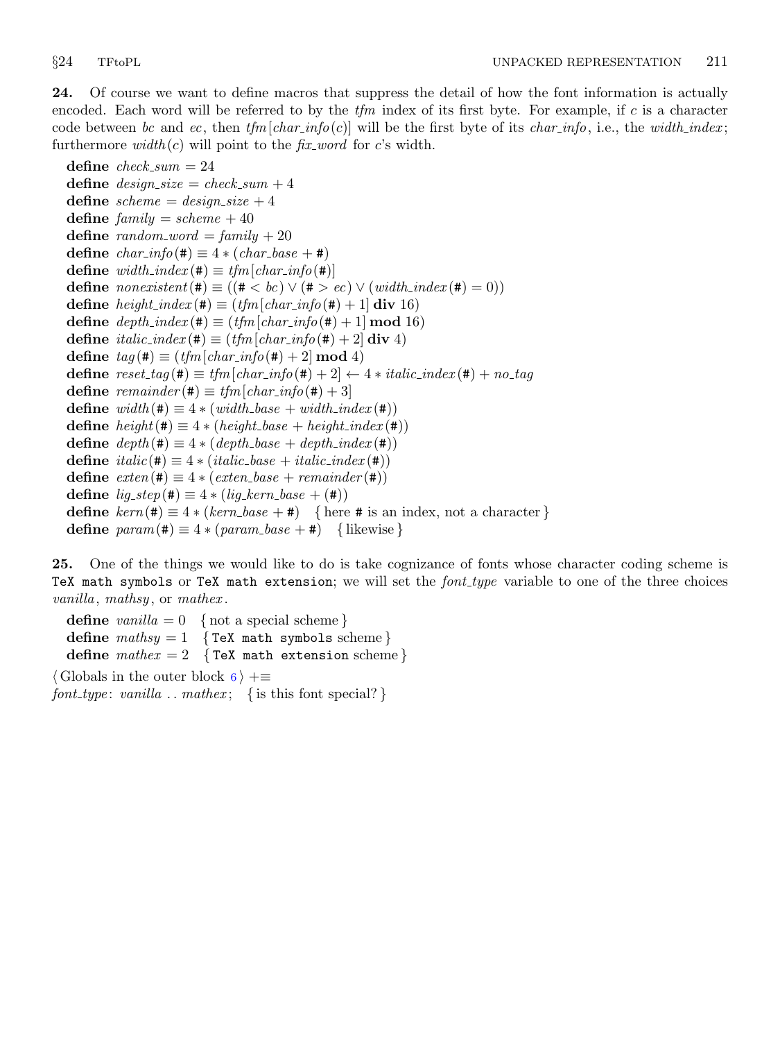**24.** Of course we want to define macros that suppress the detail of how the font information is actually encoded. Each word will be referred to by the *tfm* index of its first byte. For example, if $c$ is a character code between *bc* and *ec*, then *tfm*[*char_info*($c$)] will be the first byte of its *char_info*, i.e., the *width_index*; furthermore *width*($c$) will point to the *fix_word* for $c$'s width.

**define** *check_sum* = 24
**define** *design_size* = *check_sum* + 4
**define** *scheme* = *design_size* + 4
**define** *family* = *scheme* + 40
**define** *random_word* = *family* + 20
**define** *char_info*(#) ≡ 4 ∗ (*char_base* + #)
**define** *width_index*(#) ≡ *tfm*[*char_info*(#)]
**define** *nonexistent*(#) ≡ ((# < *bc*) ∨ (# > *ec*) ∨ (*width_index*(#) = 0))
**define** *height_index*(#) ≡ (*tfm*[*char_info*(#) + 1] **div** 16)
**define** *depth_index*(#) ≡ (*tfm*[*char_info*(#) + 1] **mod** 16)
**define** *italic_index*(#) ≡ (*tfm*[*char_info*(#) + 2] **div** 4)
**define** *tag*(#) ≡ (*tfm*[*char_info*(#) + 2] **mod** 4)
**define** *reset_tag*(#) ≡ *tfm*[*char_info*(#) + 2] ← 4 ∗ *italic_index*(#) + *no_tag*
**define** *remainder*(#) ≡ *tfm*[*char_info*(#) + 3]
**define** *width*(#) ≡ 4 ∗ (*width_base* + *width_index*(#))
**define** *height*(#) ≡ 4 ∗ (*height_base* + *height_index*(#))
**define** *depth*(#) ≡ 4 ∗ (*depth_base* + *depth_index*(#))
**define** *italic*(#) ≡ 4 ∗ (*italic_base* + *italic_index*(#))
**define** *exten*(#) ≡ 4 ∗ (*exten_base* + *remainder*(#))
**define** *lig_step*(#) ≡ 4 ∗ (*lig_kern_base* + (#))
**define** *kern*(#) ≡ 4 ∗ (*kern_base* + #) { here # is an index, not a character }
**define** *param*(#) ≡ 4 ∗ (*param_base* + #) { likewise }

**25.** One of the things we would like to do is take cognizance of fonts whose character coding scheme is `TeX math symbols` or `TeX math extension`; we will set the *font_type* variable to one of the three choices *vanilla*, *mathsy*, or *mathex*.

**define** *vanilla* = 0 { not a special scheme }
**define** *mathsy* = 1 { `TeX math symbols` scheme }
**define** *mathex* = 2 { `TeX math extension` scheme }

⟨ Globals in the outer block 6 ⟩ +≡
*font_type*: *vanilla* .. *mathex*; { is this font special? }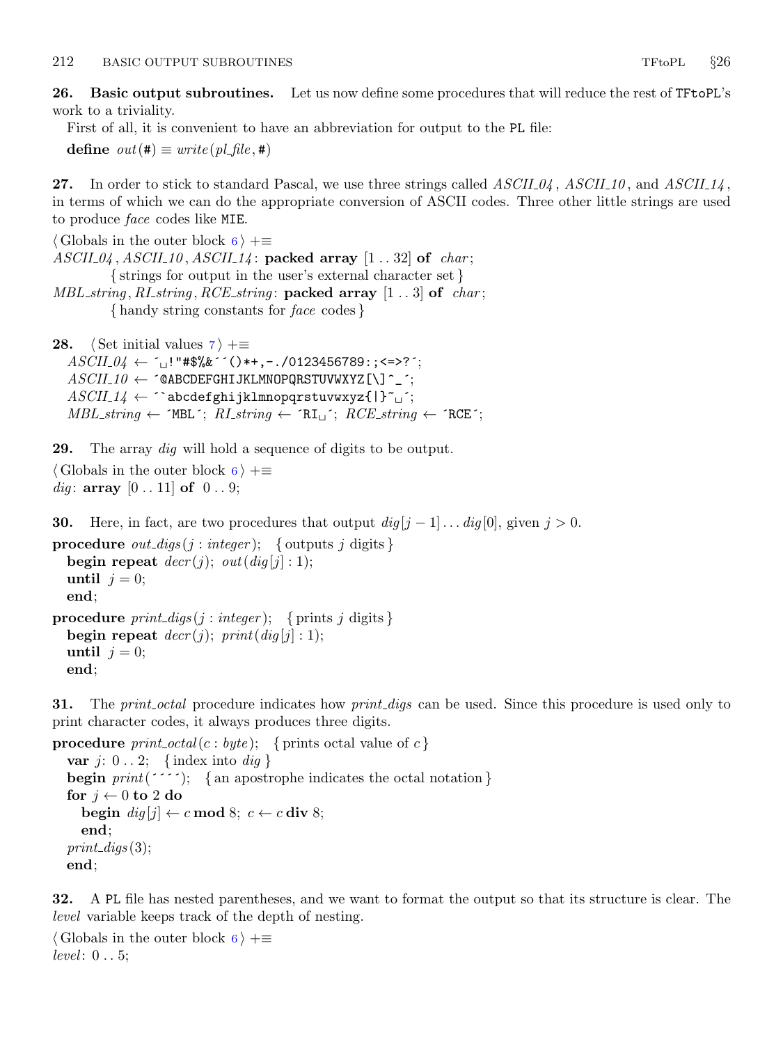**26. Basic output subroutines.** Let us now define some procedures that will reduce the rest of TFtoPL's work to a triviality.

First of all, it is convenient to have an abbreviation for output to the PL file:

**define** *out*(#) ≡ *write*(*pl_file*, #)

**27.** In order to stick to standard Pascal, we use three strings called *ASCII_04*, *ASCII_10*, and *ASCII_14*, in terms of which we can do the appropriate conversion of ASCII codes. Three other little strings are used to produce *face* codes like MIE.

⟨ Globals in the outer block 6 ⟩ +≡
*ASCII_04*, *ASCII_10*, *ASCII_14*: **packed array** [1 .. 32] **of** *char*;
  { strings for output in the user's external character set }
*MBL_string*, *RI_string*, *RCE_string*: **packed array** [1 .. 3] **of** *char*;
  { handy string constants for *face* codes }

**28.** ⟨ Set initial values 7 ⟩ +≡

```
ASCII_04 ← ´␣!"#$%&´´()*+,-./0123456789:;<=>?´;
ASCII_10 ← ´@ABCDEFGHIJKLMNOPQRSTUVWXYZ[\]^_´;
ASCII_14 ← ´`abcdefghijklmnopqrstuvwxyz{|}~␣´;
MBL_string ← ´MBL´; RI_string ← ´RI␣´; RCE_string ← ´RCE´;
```

**29.** The array *dig* will hold a sequence of digits to be output.

⟨ Globals in the outer block 6 ⟩ +≡
*dig*: **array** [0 .. 11] **of** 0 .. 9;

**30.** Here, in fact, are two procedures that output $dig[j-1] \ldots dig[0]$, given $j > 0$.

```
procedure out_digs(j : integer);  { outputs j digits }
  begin repeat decr(j); out(dig[j] : 1);
  until j = 0;
  end;
procedure print_digs(j : integer);  { prints j digits }
  begin repeat decr(j); print(dig[j] : 1);
  until j = 0;
  end;
```

**31.** The *print_octal* procedure indicates how *print_digs* can be used. Since this procedure is used only to print character codes, it always produces three digits.

```
procedure print_octal(c : byte);  { prints octal value of c }
  var j: 0 .. 2;  { index into dig }
  begin print(´´´´);  { an apostrophe indicates the octal notation }
  for j ← 0 to 2 do
    begin dig[j] ← c mod 8; c ← c div 8;
    end;
  print_digs(3);
  end;
```

**32.** A PL file has nested parentheses, and we want to format the output so that its structure is clear. The *level* variable keeps track of the depth of nesting.

⟨ Globals in the outer block 6 ⟩ +≡
*level*: 0 .. 5;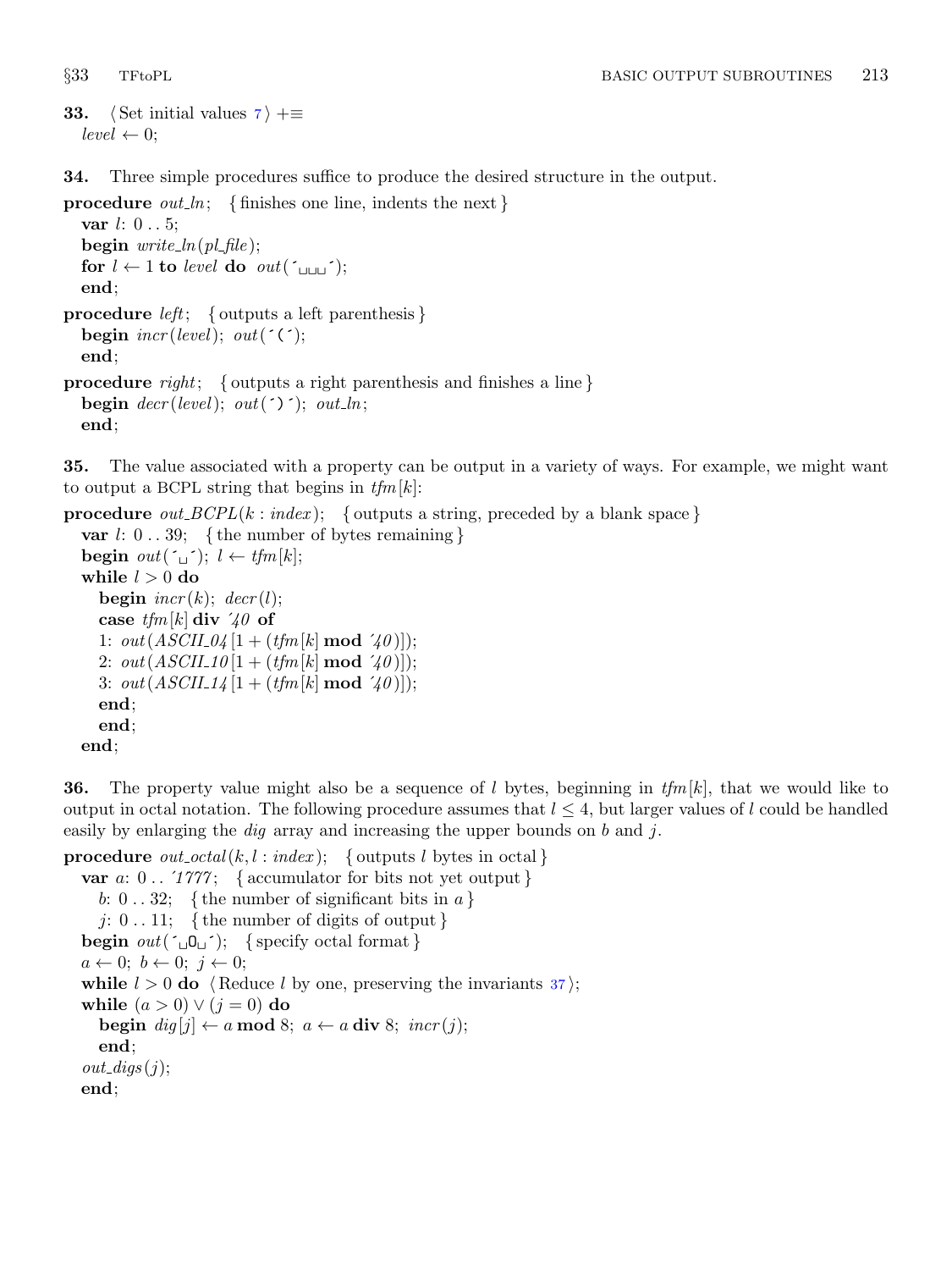**33.** ⟨Set initial values 7⟩ +≡
*level* ← 0;

**34.** Three simple procedures suffice to produce the desired structure in the output.

```
procedure out_ln; { finishes one line, indents the next }
  var l: 0 .. 5;
  begin write_ln(pl_file);
  for l ← 1 to level do out(´␣␣␣´);
  end;
procedure left; { outputs a left parenthesis }
  begin incr(level); out(´(´);
  end;
procedure right; { outputs a right parenthesis and finishes a line }
  begin decr(level); out(´)´); out_ln;
  end;
```

**35.** The value associated with a property can be output in a variety of ways. For example, we might want to output a BCPL string that begins in *tfm*[*k*]:

```
procedure out_BCPL(k : index); { outputs a string, preceded by a blank space }
  var l: 0 .. 39; { the number of bytes remaining }
  begin out(´␣´); l ← tfm[k];
  while l > 0 do
    begin incr(k); decr(l);
    case tfm[k] div ´40 of
    1: out(ASCII_04[1 + (tfm[k] mod ´40)]);
    2: out(ASCII_10[1 + (tfm[k] mod ´40)]);
    3: out(ASCII_14[1 + (tfm[k] mod ´40)]);
    end;
    end;
  end;
```

**36.** The property value might also be a sequence of *l* bytes, beginning in *tfm*[*k*], that we would like to output in octal notation. The following procedure assumes that $l \le 4$, but larger values of *l* could be handled easily by enlarging the *dig* array and increasing the upper bounds on *b* and *j*.

```
procedure out_octal(k, l : index); { outputs l bytes in octal }
  var a: 0 .. ´1777; { accumulator for bits not yet output }
    b: 0 .. 32; { the number of significant bits in a }
    j: 0 .. 11; { the number of digits of output }
  begin out(´␣O␣´); { specify octal format }
  a ← 0; b ← 0; j ← 0;
  while l > 0 do ⟨Reduce l by one, preserving the invariants 37⟩;
  while (a > 0) ∨ (j = 0) do
    begin dig[j] ← a mod 8; a ← a div 8; incr(j);
    end;
  out_digs(j);
  end;
```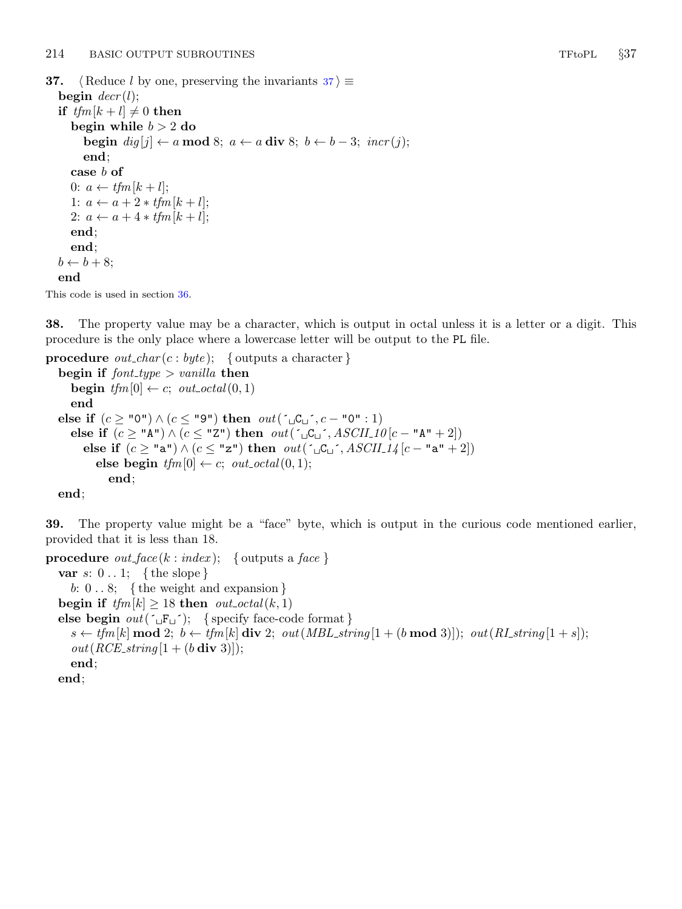**37.** ⟨Reduce $l$ by one, preserving the invariants 37⟩ ≡

```
begin decr(l);
if tfm[k + l] ≠ 0 then
  begin while b > 2 do
    begin dig[j] ← a mod 8; a ← a div 8; b ← b − 3; incr(j);
    end;
  case b of
  0: a ← tfm[k + l];
  1: a ← a + 2 ∗ tfm[k + l];
  2: a ← a + 4 ∗ tfm[k + l];
  end;
  end;
b ← b + 8;
end
```

This code is used in section 36.

**38.** The property value may be a character, which is output in octal unless it is a letter or a digit. This procedure is the only place where a lowercase letter will be output to the PL file.

```
procedure out_char(c : byte); { outputs a character }
  begin if font_type > vanilla then
    begin tfm[0] ← c; out_octal(0, 1)
    end
  else if (c ≥ "0") ∧ (c ≤ "9") then out(´␣C␣´, c − "0" : 1)
    else if (c ≥ "A") ∧ (c ≤ "Z") then out(´␣C␣´, ASCII_10[c − "A" + 2])
      else if (c ≥ "a") ∧ (c ≤ "z") then out(´␣C␣´, ASCII_14[c − "a" + 2])
        else begin tfm[0] ← c; out_octal(0, 1);
          end;
  end;
```

**39.** The property value might be a "face" byte, which is output in the curious code mentioned earlier, provided that it is less than 18.

```
procedure out_face(k : index); { outputs a face }
  var s: 0 . . 1; { the slope }
    b: 0 . . 8; { the weight and expansion }
  begin if tfm[k] ≥ 18 then out_octal(k, 1)
  else begin out(´␣F␣´); { specify face-code format }
    s ← tfm[k] mod 2; b ← tfm[k] div 2; out(MBL_string[1 + (b mod 3)]); out(RI_string[1 + s]);
    out(RCE_string[1 + (b div 3)]);
    end;
  end;
```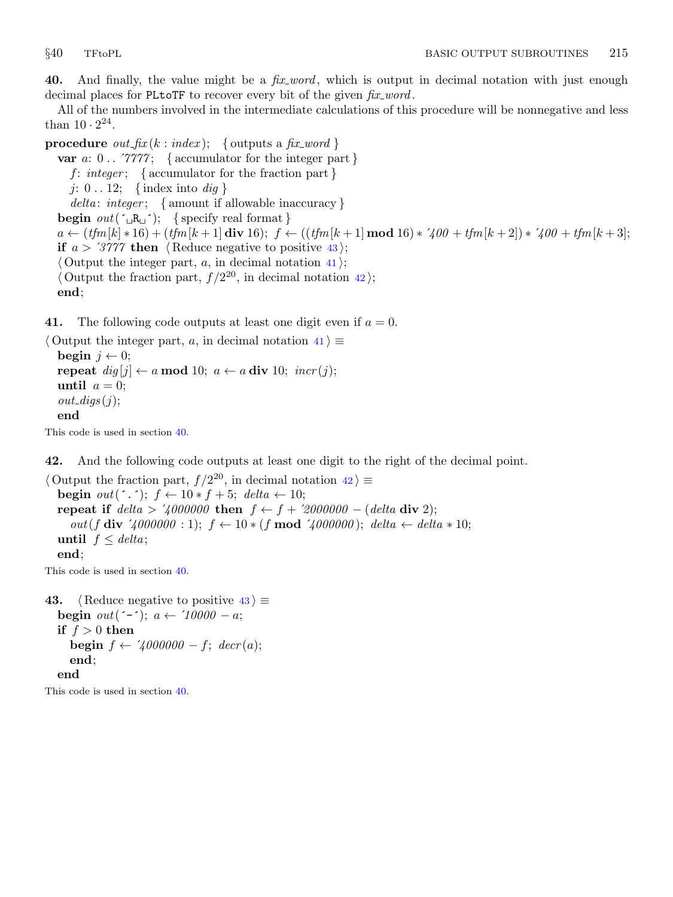**40.** And finally, the value might be a *fix_word*, which is output in decimal notation with just enough decimal places for PLtoTF to recover every bit of the given *fix_word*.

All of the numbers involved in the intermediate calculations of this procedure will be nonnegative and less than $10 \cdot 2^{24}$.

```
procedure out_fix(k : index);  { outputs a fix_word }
  var a: 0 .. '7777;  { accumulator for the integer part }
    f: integer;  { accumulator for the fraction part }
    j: 0 .. 12;  { index into dig }
    delta: integer;  { amount if allowable inaccuracy }
  begin out(' R ');  { specify real format }
  a ← (tfm[k] * 16) + (tfm[k + 1] div 16); f ← ((tfm[k + 1] mod 16) * '400 + tfm[k + 2]) * '400 + tfm[k + 3];
  if a > '3777 then ⟨Reduce negative to positive 43⟩;
  ⟨Output the integer part, a, in decimal notation 41⟩;
  ⟨Output the fraction part, f/2^20, in decimal notation 42⟩;
  end;
```

**41.** The following code outputs at least one digit even if $a = 0$.

```
⟨Output the integer part, a, in decimal notation 41⟩ ≡
  begin j ← 0;
  repeat dig[j] ← a mod 10; a ← a div 10; incr(j);
  until a = 0;
  out_digs(j);
  end
```

This code is used in section 40.

**42.** And the following code outputs at least one digit to the right of the decimal point.

```
⟨Output the fraction part, f/2^20, in decimal notation 42⟩ ≡
  begin out('.'); f ← 10 * f + 5; delta ← 10;
  repeat if delta > '4000000 then f ← f + '2000000 − (delta div 2);
    out(f div '4000000 : 1); f ← 10 * (f mod '4000000); delta ← delta * 10;
  until f ≤ delta;
  end;
```

This code is used in section 40.

**43.**
```
⟨Reduce negative to positive 43⟩ ≡
  begin out('-'); a ← '10000 − a;
  if f > 0 then
    begin f ← '4000000 − f; decr(a);
    end;
  end
```

This code is used in section 40.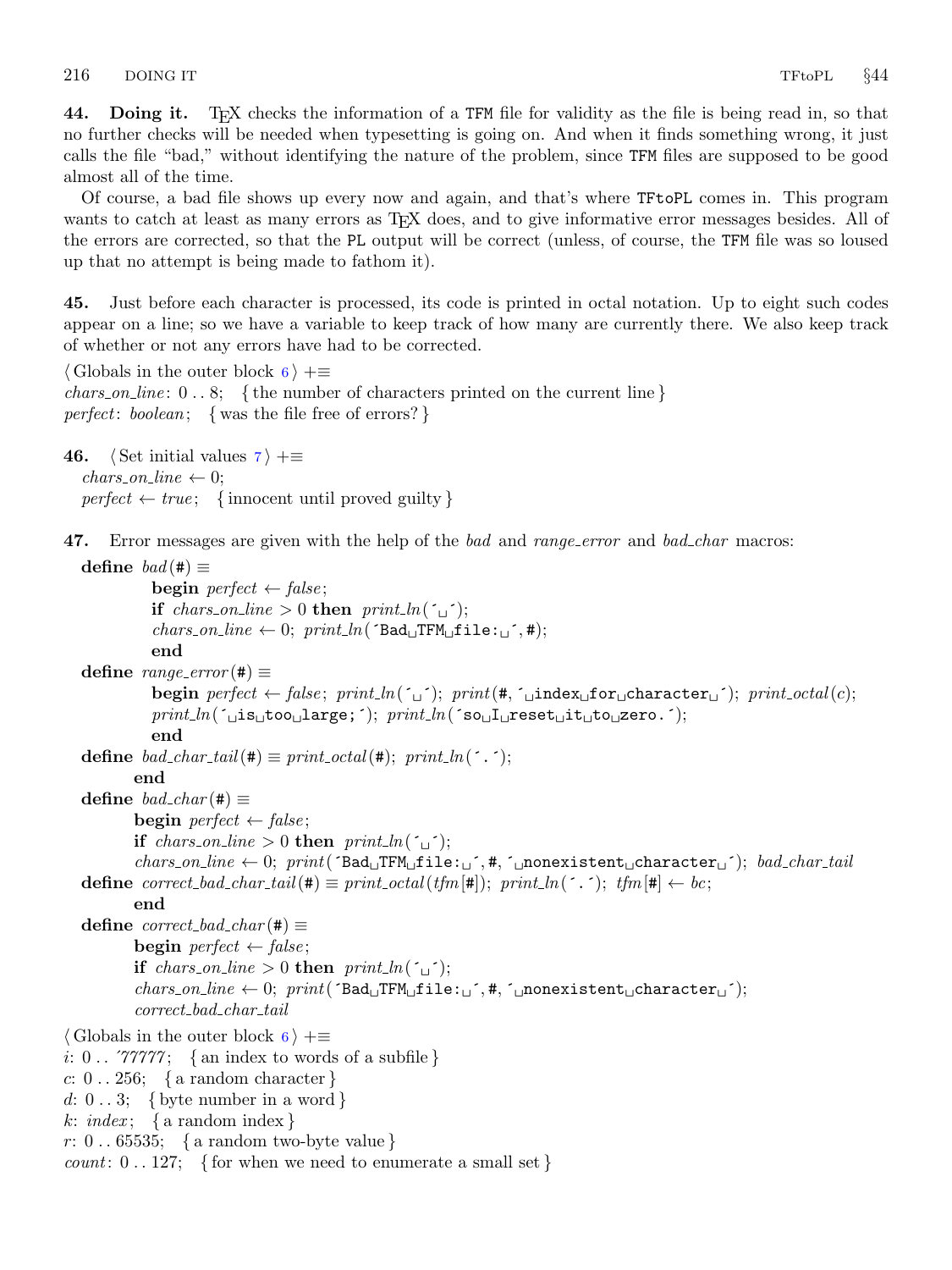**44. Doing it.** TeX checks the information of a TFM file for validity as the file is being read in, so that no further checks will be needed when typesetting is going on. And when it finds something wrong, it just calls the file "bad," without identifying the nature of the problem, since TFM files are supposed to be good almost all of the time.

Of course, a bad file shows up every now and again, and that's where TFtoPL comes in. This program wants to catch at least as many errors as TeX does, and to give informative error messages besides. All of the errors are corrected, so that the PL output will be correct (unless, of course, the TFM file was so loused up that no attempt is being made to fathom it).

**45.** Just before each character is processed, its code is printed in octal notation. Up to eight such codes appear on a line; so we have a variable to keep track of how many are currently there. We also keep track of whether or not any errors have had to be corrected.

⟨ Globals in the outer block 6 ⟩ +≡
*chars_on_line*: 0 . . 8; { the number of characters printed on the current line }
*perfect*: *boolean*; { was the file free of errors? }

**46.** ⟨ Set initial values 7 ⟩ +≡
*chars_on_line* ← 0;
*perfect* ← *true*; { innocent until proved guilty }

**47.** Error messages are given with the help of the *bad* and *range_error* and *bad_char* macros:

```
define bad(#) ≡
          begin perfect ← false;
          if chars_on_line > 0 then print_ln(´␣´);
          chars_on_line ← 0; print_ln(´Bad␣TFM␣file:␣´, #);
          end
define range_error(#) ≡
          begin perfect ← false; print_ln(´␣´); print(#, ´␣index␣for␣character␣´); print_octal(c);
          print_ln(´␣is␣too␣large;´); print_ln(´so␣I␣reset␣it␣to␣zero.´);
          end
define bad_char_tail(#) ≡ print_octal(#); print_ln(´.´);
       end
define bad_char(#) ≡
       begin perfect ← false;
       if chars_on_line > 0 then print_ln(´␣´);
       chars_on_line ← 0; print(´Bad␣TFM␣file:␣´, #, ´␣nonexistent␣character␣´); bad_char_tail
define correct_bad_char_tail(#) ≡ print_octal(tfm[#]); print_ln(´.´); tfm[#] ← bc;
       end
define correct_bad_char(#) ≡
       begin perfect ← false;
       if chars_on_line > 0 then print_ln(´␣´);
       chars_on_line ← 0; print(´Bad␣TFM␣file:␣´, #, ´␣nonexistent␣character␣´);
       correct_bad_char_tail
```

⟨ Globals in the outer block 6 ⟩ +≡
*i*: 0 . . ´77777; { an index to words of a subfile }
*c*: 0 . . 256; { a random character }
*d*: 0 . . 3; { byte number in a word }
*k*: *index*; { a random index }
*r*: 0 . . 65535; { a random two-byte value }
*count*: 0 . . 127; { for when we need to enumerate a small set }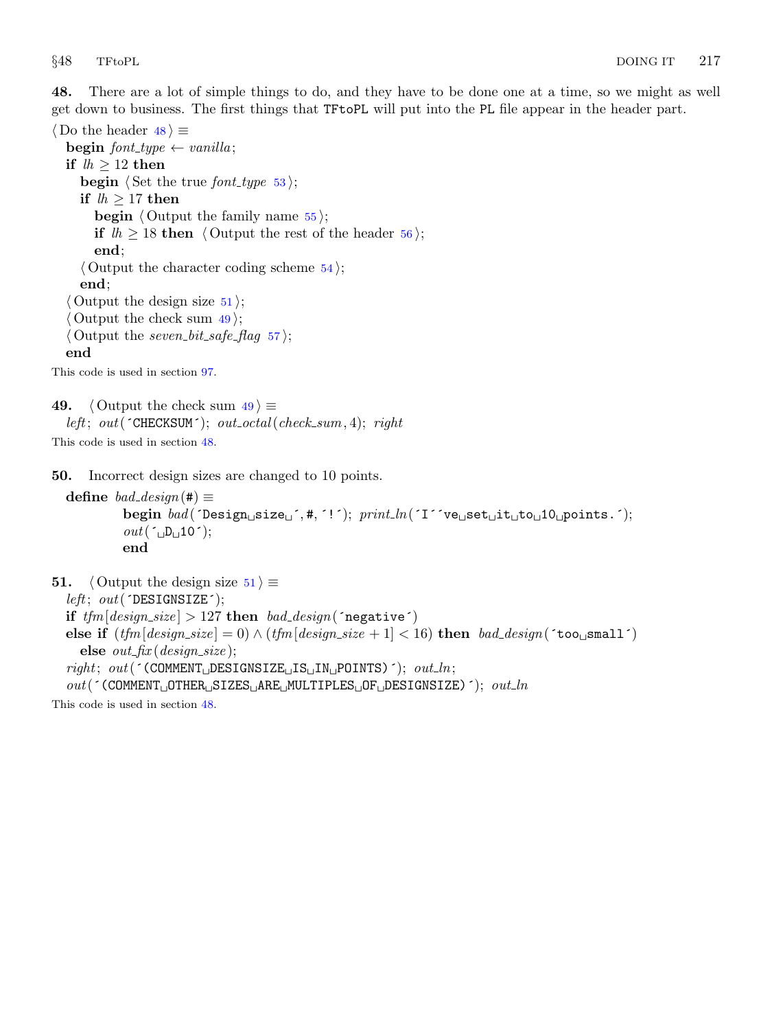**48.** There are a lot of simple things to do, and they have to be done one at a time, so we might as well get down to business. The first things that `TFtoPL` will put into the `PL` file appear in the header part.

⟨Do the header 48⟩ ≡

```
begin font_type ← vanilla;
if lh ≥ 12 then
   begin ⟨Set the true font_type 53⟩;
   if lh ≥ 17 then
      begin ⟨Output the family name 55⟩;
      if lh ≥ 18 then ⟨Output the rest of the header 56⟩;
      end;
   ⟨Output the character coding scheme 54⟩;
   end;
⟨Output the design size 51⟩;
⟨Output the check sum 49⟩;
⟨Output the seven_bit_safe_flag 57⟩;
end
```

This code is used in section 97.

**49.** ⟨Output the check sum 49⟩ ≡

```
left; out('CHECKSUM'); out_octal(check_sum, 4); right
```

This code is used in section 48.

**50.** Incorrect design sizes are changed to 10 points.

```
define bad_design(#) ≡
         begin bad('Design size ', #, '!'); print_ln('I''ve set it to 10 points.');
         out(' D 10');
         end
```

**51.** ⟨Output the design size 51⟩ ≡

```
left; out('DESIGNSIZE');
if tfm[design_size] > 127 then bad_design('negative')
else if (tfm[design_size] = 0) ∧ (tfm[design_size + 1] < 16) then bad_design('too small')
   else out_fix(design_size);
right; out('(COMMENT DESIGNSIZE IS IN POINTS)'); out_ln;
out('(COMMENT OTHER SIZES ARE MULTIPLES OF DESIGNSIZE)'); out_ln
```

This code is used in section 48.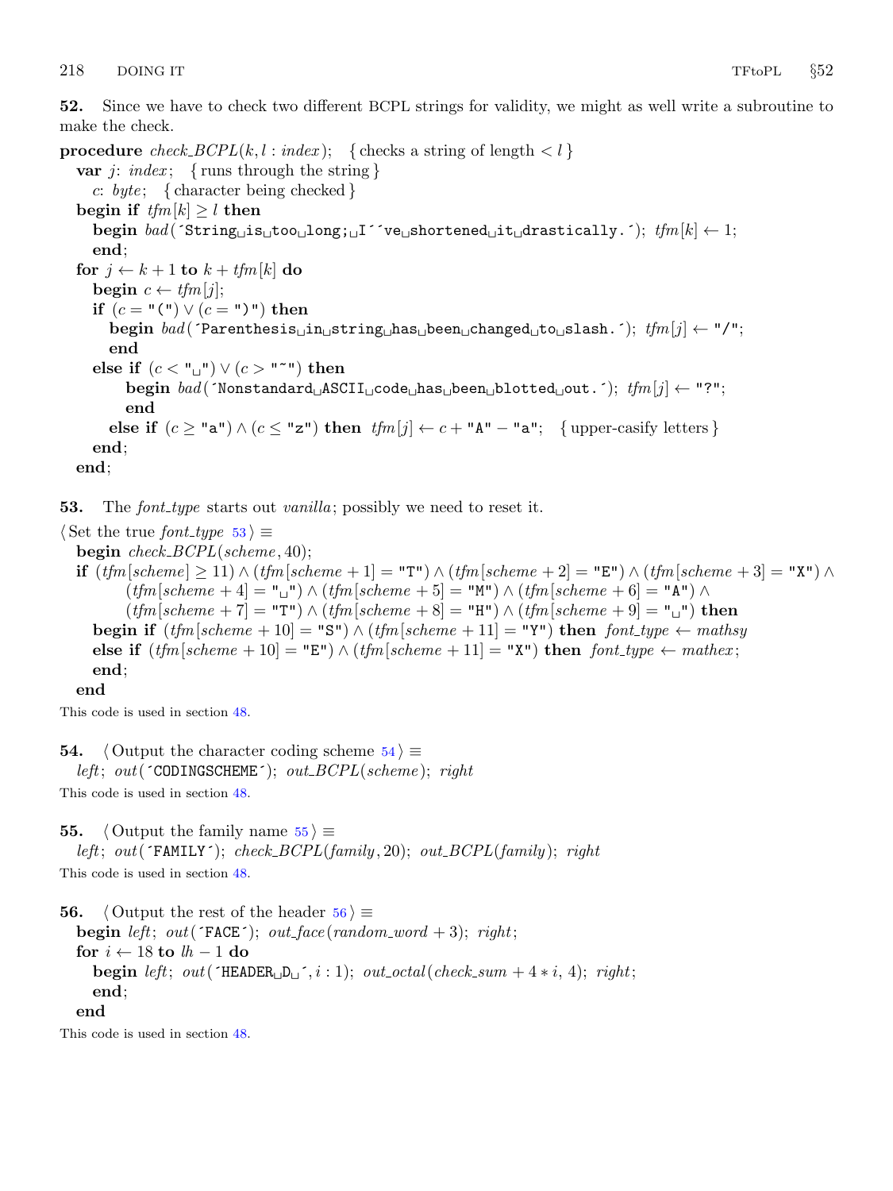**52.** Since we have to check two different BCPL strings for validity, we might as well write a subroutine to make the check.

```
procedure check_BCPL(k, l : index);  { checks a string of length < l }
  var j: index;  { runs through the string }
    c: byte;  { character being checked }
  begin if tfm[k] ≥ l then
    begin bad(´String␣is␣too␣long;␣I´´ve␣shortened␣it␣drastically.´); tfm[k] ← 1;
    end;
  for j ← k + 1 to k + tfm[k] do
    begin c ← tfm[j];
    if (c = "(") ∨ (c = ")") then
      begin bad(´Parenthesis␣in␣string␣has␣been␣changed␣to␣slash.´); tfm[j] ← "/";
      end
    else if (c < "␣") ∨ (c > "~") then
        begin bad(´Nonstandard␣ASCII␣code␣has␣been␣blotted␣out.´); tfm[j] ← "?";
        end
      else if (c ≥ "a") ∧ (c ≤ "z") then tfm[j] ← c + "A" − "a";  { upper-casify letters }
    end;
  end;
```

**53.** The *font_type* starts out *vanilla*; possibly we need to reset it.

```
⟨ Set the true font_type 53 ⟩ ≡
  begin check_BCPL(scheme, 40);
  if (tfm[scheme] ≥ 11) ∧ (tfm[scheme + 1] = "T") ∧ (tfm[scheme + 2] = "E") ∧ (tfm[scheme + 3] = "X") ∧
        (tfm[scheme + 4] = "␣") ∧ (tfm[scheme + 5] = "M") ∧ (tfm[scheme + 6] = "A") ∧
        (tfm[scheme + 7] = "T") ∧ (tfm[scheme + 8] = "H") ∧ (tfm[scheme + 9] = "␣") then
    begin if (tfm[scheme + 10] = "S") ∧ (tfm[scheme + 11] = "Y") then font_type ← mathsy
    else if (tfm[scheme + 10] = "E") ∧ (tfm[scheme + 11] = "X") then font_type ← mathex;
    end;
  end
```

This code is used in section 48.

**54.** ⟨ Output the character coding scheme 54 ⟩ ≡

```
  left; out(´CODINGSCHEME´); out_BCPL(scheme); right
```

This code is used in section 48.

**55.** ⟨ Output the family name 55 ⟩ ≡

```
  left; out(´FAMILY´); check_BCPL(family, 20); out_BCPL(family); right
```

This code is used in section 48.

**56.** ⟨ Output the rest of the header 56 ⟩ ≡

```
  begin left; out(´FACE´); out_face(random_word + 3); right;
  for i ← 18 to lh − 1 do
    begin left; out(´HEADER␣D␣´, i : 1); out_octal(check_sum + 4 ∗ i, 4); right;
    end;
  end
```

This code is used in section 48.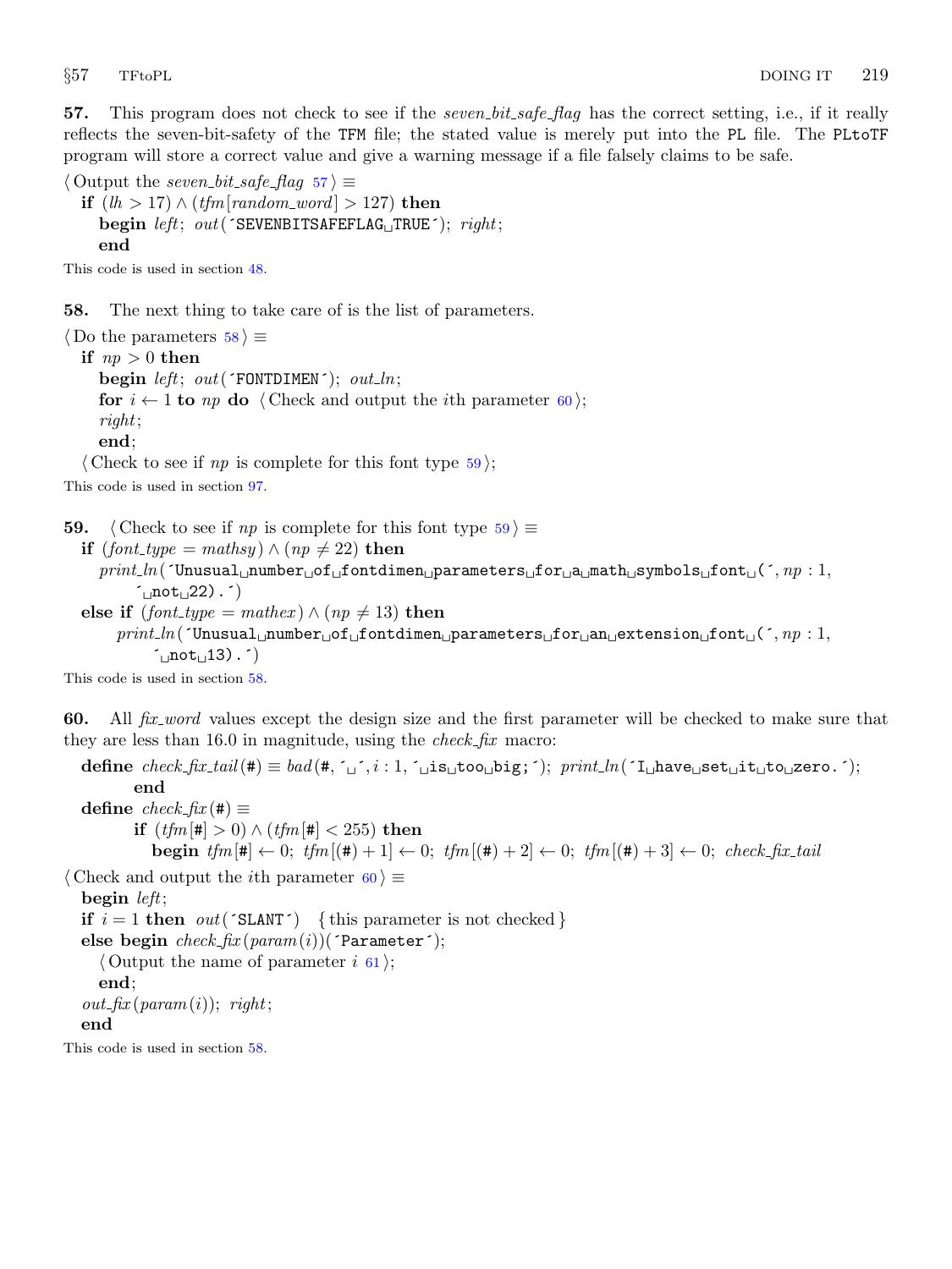**57.** This program does not check to see if the *seven_bit_safe_flag* has the correct setting, i.e., if it really reflects the seven-bit-safety of the TFM file; the stated value is merely put into the PL file. The PLtoTF program will store a correct value and give a warning message if a file falsely claims to be safe.

```
⟨Output the seven_bit_safe_flag 57⟩ ≡
  if (lh > 17) ∧ (tfm[random_word] > 127) then
    begin left; out(´SEVENBITSAFEFLAG␣TRUE´); right;
    end
```

This code is used in section 48.

**58.** The next thing to take care of is the list of parameters.

```
⟨Do the parameters 58⟩ ≡
  if np > 0 then
    begin left; out(´FONTDIMEN´); out_ln;
    for i ← 1 to np do ⟨Check and output the ith parameter 60⟩;
    right;
    end;
  ⟨Check to see if np is complete for this font type 59⟩;
```

This code is used in section 97.

**59.**

```
⟨Check to see if np is complete for this font type 59⟩ ≡
  if (font_type = mathsy) ∧ (np ≠ 22) then
    print_ln(´Unusual␣number␣of␣fontdimen␣parameters␣for␣a␣math␣symbols␣font␣(´, np : 1,
        ´␣not␣22).´)
  else if (font_type = mathex) ∧ (np ≠ 13) then
      print_ln(´Unusual␣number␣of␣fontdimen␣parameters␣for␣an␣extension␣font␣(´, np : 1,
          ´␣not␣13).´)
```

This code is used in section 58.

**60.** All *fix_word* values except the design size and the first parameter will be checked to make sure that they are less than 16.0 in magnitude, using the *check_fix* macro:

```
define check_fix_tail(#) ≡ bad(#, ´␣´, i : 1, ´␣is␣too␣big;´); print_ln(´I␣have␣set␣it␣to␣zero.´);
        end
define check_fix(#) ≡
        if (tfm[#] > 0) ∧ (tfm[#] < 255) then
          begin tfm[#] ← 0; tfm[(#) + 1] ← 0; tfm[(#) + 2] ← 0; tfm[(#) + 3] ← 0; check_fix_tail

⟨Check and output the ith parameter 60⟩ ≡
  begin left;
  if i = 1 then out(´SLANT´)   {this parameter is not checked}
  else begin check_fix(param(i))(´Parameter´);
    ⟨Output the name of parameter i 61⟩;
    end;
  out_fix(param(i)); right;
  end
```

This code is used in section 58.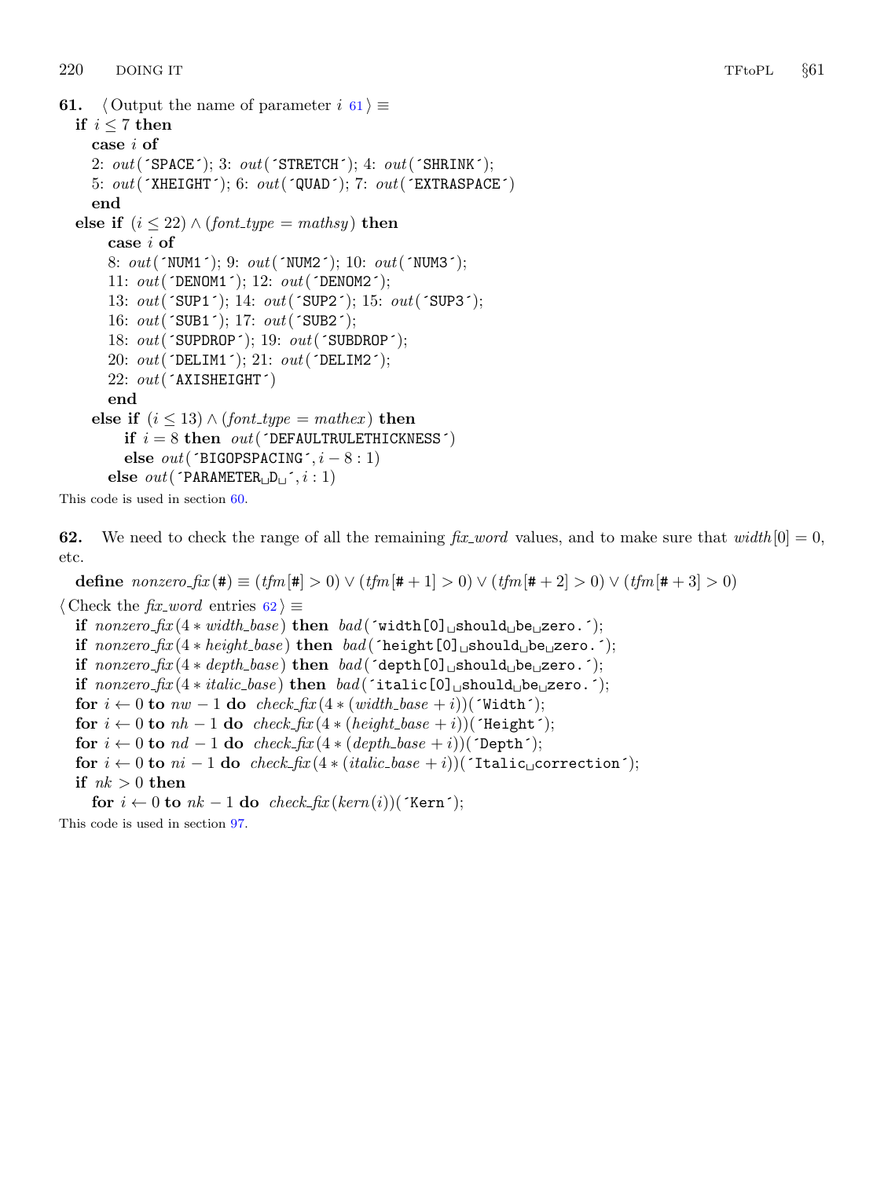**61.** ⟨Output the name of parameter $i$ 61⟩ ≡

```
if i ≤ 7 then
  case i of
  2: out(´SPACE´); 3: out(´STRETCH´); 4: out(´SHRINK´);
  5: out(´XHEIGHT´); 6: out(´QUAD´); 7: out(´EXTRASPACE´)
  end
else if (i ≤ 22) ∧ (font_type = mathsy) then
    case i of
    8: out(´NUM1´); 9: out(´NUM2´); 10: out(´NUM3´);
    11: out(´DENOM1´); 12: out(´DENOM2´);
    13: out(´SUP1´); 14: out(´SUP2´); 15: out(´SUP3´);
    16: out(´SUB1´); 17: out(´SUB2´);
    18: out(´SUPDROP´); 19: out(´SUBDROP´);
    20: out(´DELIM1´); 21: out(´DELIM2´);
    22: out(´AXISHEIGHT´)
    end
  else if (i ≤ 13) ∧ (font_type = mathex) then
      if i = 8 then out(´DEFAULTRULETHICKNESS´)
      else out(´BIGOPSPACING´, i − 8 : 1)
    else out(´PARAMETER␣D␣´, i : 1)
```

This code is used in section 60.

**62.** We need to check the range of all the remaining *fix_word* values, and to make sure that $width[0] = 0$, etc.

**define** $nonzero\_fix(\#) \equiv (tfm[\#] > 0) \lor (tfm[\# + 1] > 0) \lor (tfm[\# + 2] > 0) \lor (tfm[\# + 3] > 0)$

⟨Check the *fix_word* entries 62⟩ ≡

```
if nonzero_fix(4 ∗ width_base) then bad(´width[0]␣should␣be␣zero.´);
if nonzero_fix(4 ∗ height_base) then bad(´height[0]␣should␣be␣zero.´);
if nonzero_fix(4 ∗ depth_base) then bad(´depth[0]␣should␣be␣zero.´);
if nonzero_fix(4 ∗ italic_base) then bad(´italic[0]␣should␣be␣zero.´);
for i ← 0 to nw − 1 do check_fix(4 ∗ (width_base + i))(´Width´);
for i ← 0 to nh − 1 do check_fix(4 ∗ (height_base + i))(´Height´);
for i ← 0 to nd − 1 do check_fix(4 ∗ (depth_base + i))(´Depth´);
for i ← 0 to ni − 1 do check_fix(4 ∗ (italic_base + i))(´Italic␣correction´);
if nk > 0 then
  for i ← 0 to nk − 1 do check_fix(kern(i))(´Kern´);
```

This code is used in section 97.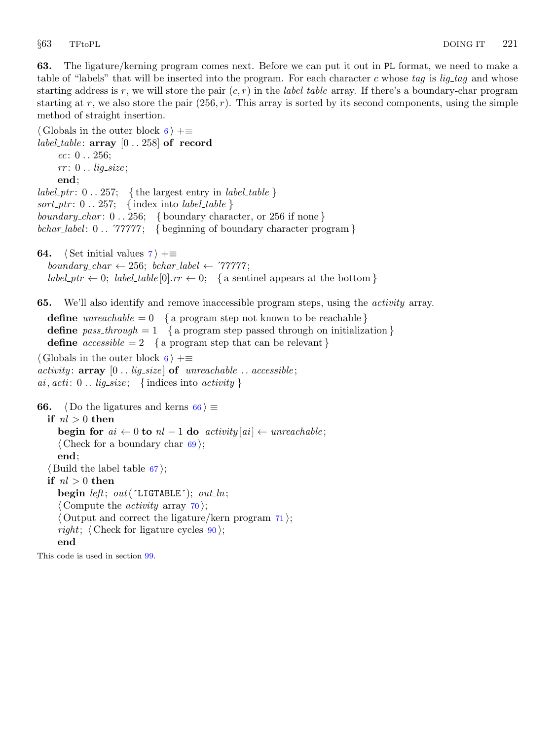**63.** The ligature/kerning program comes next. Before we can put it out in PL format, we need to make a table of "labels" that will be inserted into the program. For each character $c$ whose *tag* is *lig_tag* and whose starting address is $r$, we will store the pair $(c, r)$ in the *label_table* array. If there's a boundary-char program starting at $r$, we also store the pair $(256, r)$. This array is sorted by its second components, using the simple method of straight insertion.

⟨Globals in the outer block 6⟩ +≡
*label_table*: **array** [0 .. 258] **of record**
  *cc*: 0 .. 256;
  *rr*: 0 .. *lig_size*;
  **end**;
*label_ptr*: 0 .. 257; { the largest entry in *label_table* }
*sort_ptr*: 0 .. 257; { index into *label_table* }
*boundary_char*: 0 .. 256; { boundary character, or 256 if none }
*bchar_label*: 0 .. ´77777; { beginning of boundary character program }

**64.** ⟨Set initial values 7⟩ +≡
*boundary_char* ← 256; *bchar_label* ← ´77777;
*label_ptr* ← 0; *label_table*[0].*rr* ← 0; { a sentinel appears at the bottom }

**65.** We'll also identify and remove inaccessible program steps, using the *activity* array.

**define** *unreachable* = 0 { a program step not known to be reachable }
**define** *pass_through* = 1 { a program step passed through on initialization }
**define** *accessible* = 2 { a program step that can be relevant }

⟨Globals in the outer block 6⟩ +≡
*activity*: **array** [0 .. *lig_size*] **of** *unreachable* .. *accessible*;
*ai*, *acti*: 0 .. *lig_size*; { indices into *activity* }

**66.** ⟨Do the ligatures and kerns 66⟩ ≡
**if** *nl* > 0 **then**
  **begin for** *ai* ← 0 **to** *nl* − 1 **do** *activity*[*ai*] ← *unreachable*;
  ⟨Check for a boundary char 69⟩;
  **end**;
⟨Build the label table 67⟩;
**if** *nl* > 0 **then**
  **begin** *left*; *out*(´LIGTABLE´); *out_ln*;
  ⟨Compute the *activity* array 70⟩;
  ⟨Output and correct the ligature/kern program 71⟩;
  *right*; ⟨Check for ligature cycles 90⟩;
  **end**

This code is used in section 99.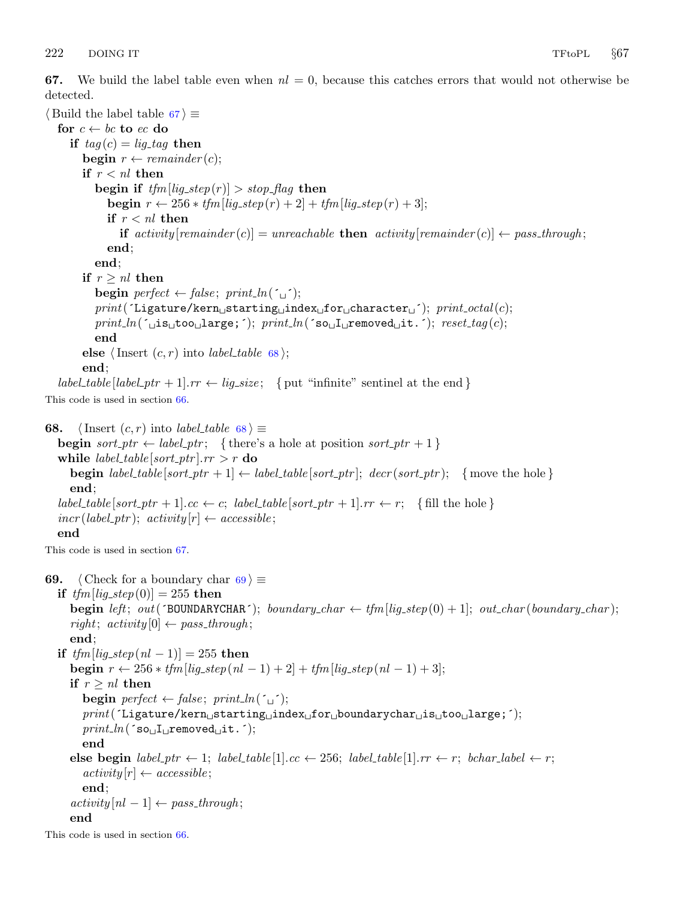**67.** We build the label table even when $nl = 0$, because this catches errors that would not otherwise be detected.

```
⟨Build the label table 67⟩ ≡
  for c ← bc to ec do
    if tag(c) = lig_tag then
      begin r ← remainder(c);
      if r < nl then
        begin if tfm[lig_step(r)] > stop_flag then
          begin r ← 256 * tfm[lig_step(r) + 2] + tfm[lig_step(r) + 3];
          if r < nl then
            if activity[remainder(c)] = unreachable then activity[remainder(c)] ← pass_through;
          end;
        end;
      if r ≥ nl then
        begin perfect ← false; print_ln(´␣´);
        print(´Ligature/kern␣starting␣index␣for␣character␣´); print_octal(c);
        print_ln(´␣is␣too␣large;´); print_ln(´so␣I␣removed␣it.´); reset_tag(c);
        end
      else ⟨Insert (c, r) into label_table 68⟩;
      end;
  label_table[label_ptr + 1].rr ← lig_size; { put "infinite" sentinel at the end }
```

This code is used in section 66.

**68.**

```
⟨Insert (c, r) into label_table 68⟩ ≡
  begin sort_ptr ← label_ptr; { there's a hole at position sort_ptr + 1 }
  while label_table[sort_ptr].rr > r do
    begin label_table[sort_ptr + 1] ← label_table[sort_ptr]; decr(sort_ptr); { move the hole }
    end;
  label_table[sort_ptr + 1].cc ← c; label_table[sort_ptr + 1].rr ← r; { fill the hole }
  incr(label_ptr); activity[r] ← accessible;
  end
```

This code is used in section 67.

**69.**

```
⟨Check for a boundary char 69⟩ ≡
  if tfm[lig_step(0)] = 255 then
    begin left; out(´BOUNDARYCHAR´); boundary_char ← tfm[lig_step(0) + 1]; out_char(boundary_char);
    right; activity[0] ← pass_through;
    end;
  if tfm[lig_step(nl − 1)] = 255 then
    begin r ← 256 * tfm[lig_step(nl − 1) + 2] + tfm[lig_step(nl − 1) + 3];
    if r ≥ nl then
      begin perfect ← false; print_ln(´␣´);
      print(´Ligature/kern␣starting␣index␣for␣boundarychar␣is␣too␣large;´);
      print_ln(´so␣I␣removed␣it.´);
      end
    else begin label_ptr ← 1; label_table[1].cc ← 256; label_table[1].rr ← r; bchar_label ← r;
      activity[r] ← accessible;
      end;
    activity[nl − 1] ← pass_through;
    end
```

This code is used in section 66.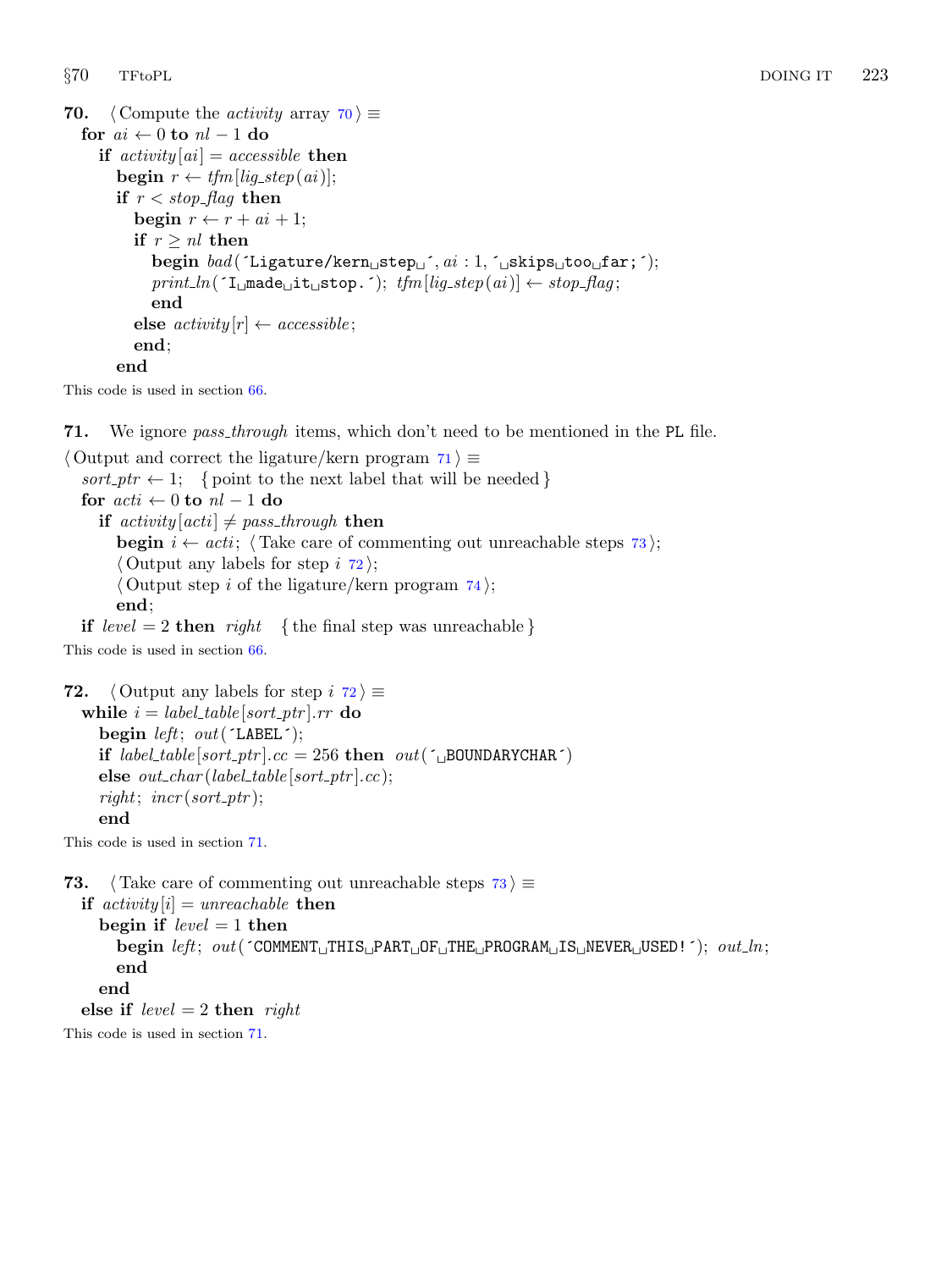**70.** ⟨ Compute the *activity* array 70 ⟩ ≡

```
for ai ← 0 to nl − 1 do
  if activity[ai] = accessible then
    begin r ← tfm[lig_step(ai)];
    if r < stop_flag then
      begin r ← r + ai + 1;
      if r ≥ nl then
        begin bad(´Ligature/kern␣step␣´, ai : 1, ´␣skips␣too␣far;´);
        print_ln(´I␣made␣it␣stop.´); tfm[lig_step(ai)] ← stop_flag;
        end
      else activity[r] ← accessible;
      end;
    end
```

This code is used in section 66.

**71.** We ignore *pass_through* items, which don't need to be mentioned in the PL file.

⟨ Output and correct the ligature/kern program 71 ⟩ ≡

```
sort_ptr ← 1;   { point to the next label that will be needed }
for acti ← 0 to nl − 1 do
  if activity[acti] ≠ pass_through then
    begin i ← acti; ⟨ Take care of commenting out unreachable steps 73 ⟩;
    ⟨ Output any labels for step i 72 ⟩;
    ⟨ Output step i of the ligature/kern program 74 ⟩;
    end;
if level = 2 then right   { the final step was unreachable }
```

This code is used in section 66.

**72.** ⟨ Output any labels for step *i* 72 ⟩ ≡

```
while i = label_table[sort_ptr].rr do
  begin left; out(´LABEL´);
  if label_table[sort_ptr].cc = 256 then out(´␣BOUNDARYCHAR´)
  else out_char(label_table[sort_ptr].cc);
  right; incr(sort_ptr);
  end
```

This code is used in section 71.

**73.** ⟨ Take care of commenting out unreachable steps 73 ⟩ ≡

```
if activity[i] = unreachable then
  begin if level = 1 then
    begin left; out(´COMMENT␣THIS␣PART␣OF␣THE␣PROGRAM␣IS␣NEVER␣USED!´); out_ln;
    end
  end
else if level = 2 then right
```

This code is used in section 71.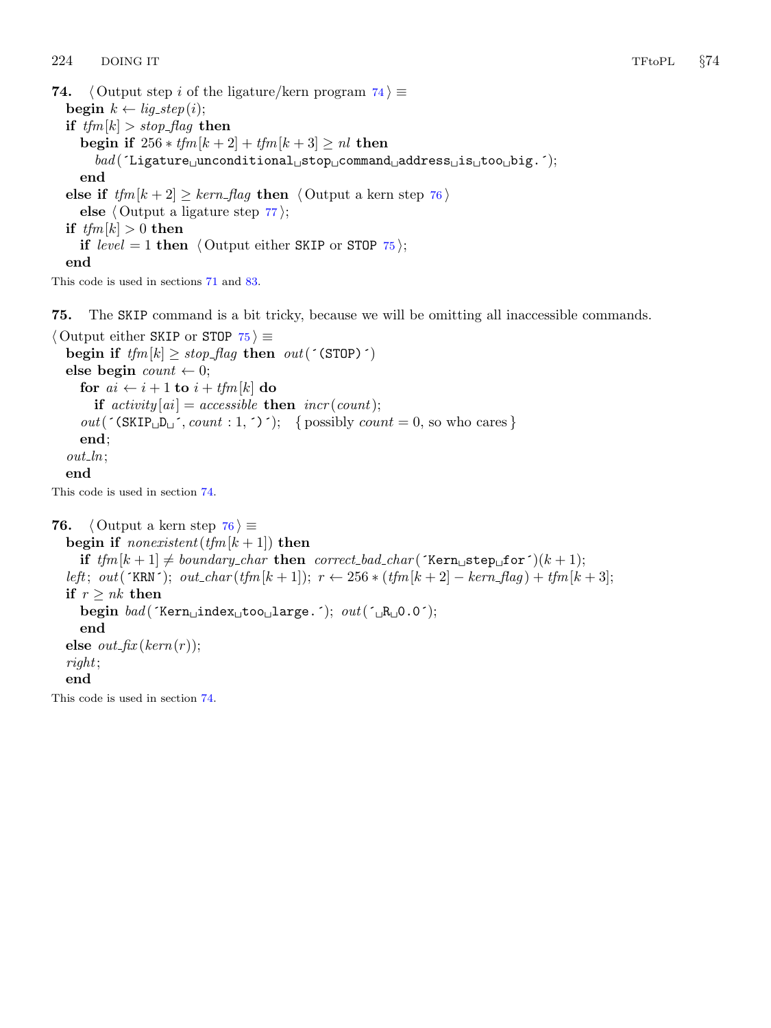**74.** ⟨ Output step $i$ of the ligature/kern program 74 ⟩ ≡

```
begin k ← lig_step(i);
if tfm[k] > stop_flag then
   begin if 256 * tfm[k + 2] + tfm[k + 3] ≥ nl then
      bad('Ligature␣unconditional␣stop␣command␣address␣is␣too␣big.');
   end
else if tfm[k + 2] ≥ kern_flag then ⟨ Output a kern step 76 ⟩
   else ⟨ Output a ligature step 77 ⟩;
if tfm[k] > 0 then
   if level = 1 then ⟨ Output either SKIP or STOP 75 ⟩;
end
```

This code is used in sections 71 and 83.

**75.** The SKIP command is a bit tricky, because we will be omitting all inaccessible commands.

⟨ Output either SKIP or STOP 75 ⟩ ≡

```
begin if tfm[k] ≥ stop_flag then out('(STOP)')
else begin count ← 0;
   for ai ← i + 1 to i + tfm[k] do
      if activity[ai] = accessible then incr(count);
   out('(SKIP␣D␣', count : 1, ')');   { possibly count = 0, so who cares }
   end;
out_ln;
end
```

This code is used in section 74.

**76.** ⟨ Output a kern step 76 ⟩ ≡

```
begin if nonexistent(tfm[k + 1]) then
   if tfm[k + 1] ≠ boundary_char then correct_bad_char('Kern␣step␣for')(k + 1);
left; out('KRN'); out_char(tfm[k + 1]); r ← 256 * (tfm[k + 2] − kern_flag) + tfm[k + 3];
if r ≥ nk then
   begin bad('Kern␣index␣too␣large.'); out('␣R␣0.0');
   end
else out_fix(kern(r));
right;
end
```

This code is used in section 74.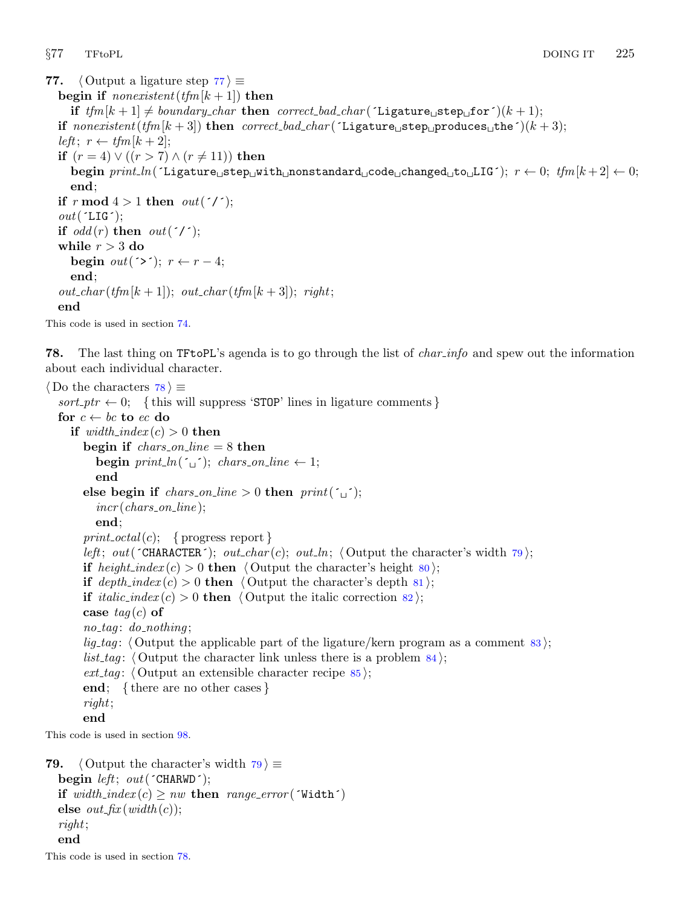**77.** ⟨Output a ligature step 77⟩ ≡

```
begin if nonexistent(tfm[k + 1]) then
    if tfm[k + 1] ≠ boundary_char then correct_bad_char('Ligature␣step␣for')(k + 1);
  if nonexistent(tfm[k + 3]) then correct_bad_char('Ligature␣step␣produces␣the')(k + 3);
  left; r ← tfm[k + 2];
  if (r = 4) ∨ ((r > 7) ∧ (r ≠ 11)) then
    begin print_ln('Ligature␣step␣with␣nonstandard␣code␣changed␣to␣LIG'); r ← 0; tfm[k + 2] ← 0;
    end;
  if r mod 4 > 1 then out('/');
  out('LIG');
  if odd(r) then out('/');
  while r > 3 do
    begin out('>'); r ← r − 4;
    end;
  out_char(tfm[k + 1]); out_char(tfm[k + 3]); right;
  end
```

This code is used in section 74.

**78.** The last thing on TFtoPL's agenda is to go through the list of *char_info* and spew out the information about each individual character.

⟨Do the characters 78⟩ ≡

```
sort_ptr ← 0;   { this will suppress 'STOP' lines in ligature comments }
for c ← bc to ec do
  if width_index(c) > 0 then
    begin if chars_on_line = 8 then
      begin print_ln('␣'); chars_on_line ← 1;
      end
    else begin if chars_on_line > 0 then print('␣');
      incr(chars_on_line);
      end;
    print_octal(c);   { progress report }
    left; out('CHARACTER'); out_char(c); out_ln; ⟨Output the character's width 79⟩;
    if height_index(c) > 0 then ⟨Output the character's height 80⟩;
    if depth_index(c) > 0 then ⟨Output the character's depth 81⟩;
    if italic_index(c) > 0 then ⟨Output the italic correction 82⟩;
    case tag(c) of
    no_tag: do_nothing;
    lig_tag: ⟨Output the applicable part of the ligature/kern program as a comment 83⟩;
    list_tag: ⟨Output the character link unless there is a problem 84⟩;
    ext_tag: ⟨Output an extensible character recipe 85⟩;
    end;   { there are no other cases }
    right;
    end
```

This code is used in section 98.

**79.** ⟨Output the character's width 79⟩ ≡

```
begin left; out('CHARWD');
if width_index(c) ≥ nw then range_error('Width')
else out_fix(width(c));
right;
end
```

This code is used in section 78.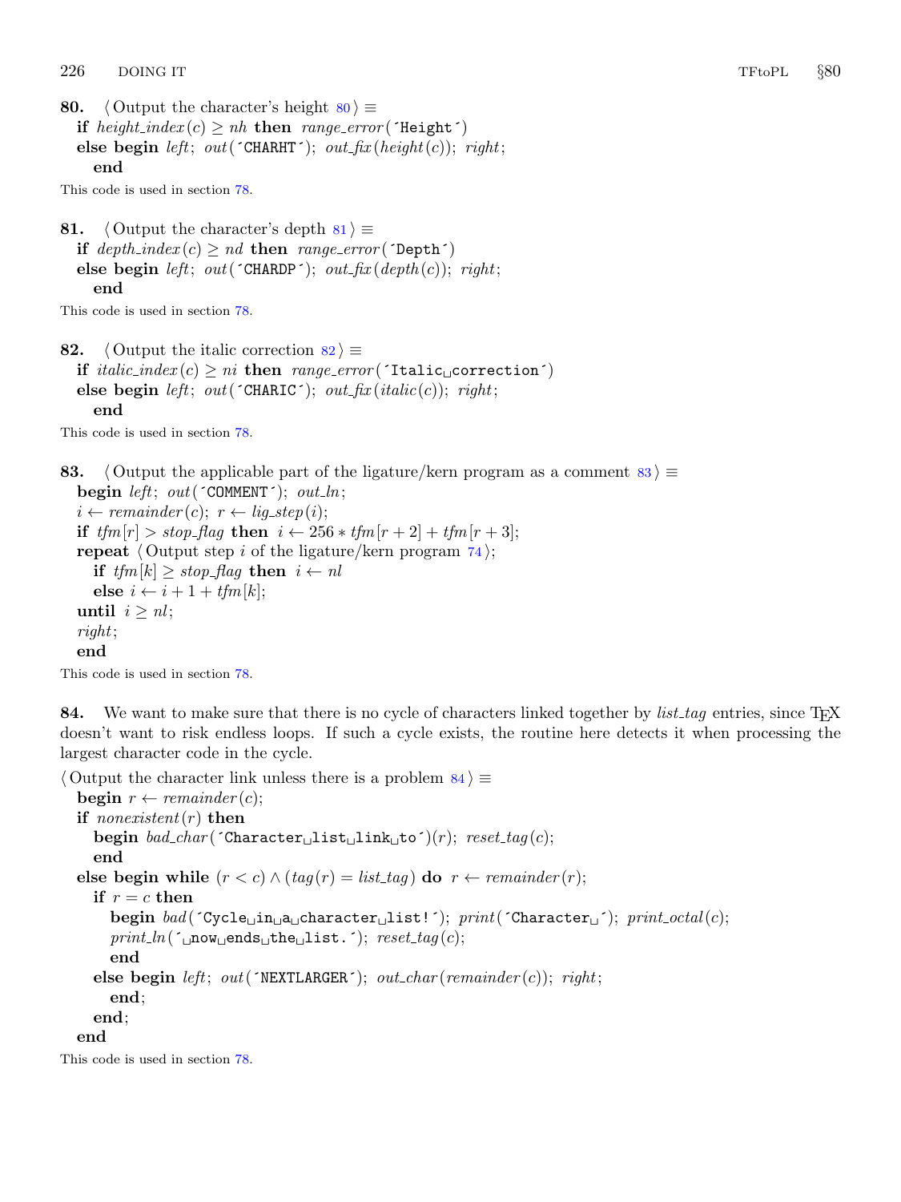**80.** ⟨ Output the character's height 80 ⟩ ≡

```
if height_index(c) ≥ nh then range_error(´Height´)
else begin left; out(´CHARHT´); out_fix(height(c)); right;
  end
```

This code is used in section 78.

**81.** ⟨ Output the character's depth 81 ⟩ ≡

```
if depth_index(c) ≥ nd then range_error(´Depth´)
else begin left; out(´CHARDP´); out_fix(depth(c)); right;
  end
```

This code is used in section 78.

**82.** ⟨ Output the italic correction 82 ⟩ ≡

```
if italic_index(c) ≥ ni then range_error(´Italic correction´)
else begin left; out(´CHARIC´); out_fix(italic(c)); right;
  end
```

This code is used in section 78.

**83.** ⟨ Output the applicable part of the ligature/kern program as a comment 83 ⟩ ≡

```
begin left; out(´COMMENT´); out_ln;
i ← remainder(c); r ← lig_step(i);
if tfm[r] > stop_flag then i ← 256 * tfm[r + 2] + tfm[r + 3];
repeat ⟨ Output step i of the ligature/kern program 74 ⟩;
  if tfm[k] ≥ stop_flag then i ← nl
  else i ← i + 1 + tfm[k];
until i ≥ nl;
right;
end
```

This code is used in section 78.

**84.** We want to make sure that there is no cycle of characters linked together by *list_tag* entries, since TEX doesn't want to risk endless loops. If such a cycle exists, the routine here detects it when processing the largest character code in the cycle.

⟨ Output the character link unless there is a problem 84 ⟩ ≡

```
begin r ← remainder(c);
if nonexistent(r) then
  begin bad_char(´Character list link to´)(r); reset_tag(c);
  end
else begin while (r < c) ∧ (tag(r) = list_tag) do r ← remainder(r);
  if r = c then
    begin bad(´Cycle in a character list!´); print(´Character ´); print_octal(c);
    print_ln(´ now ends the list.´); reset_tag(c);
    end
  else begin left; out(´NEXTLARGER´); out_char(remainder(c)); right;
    end;
  end;
end
```

This code is used in section 78.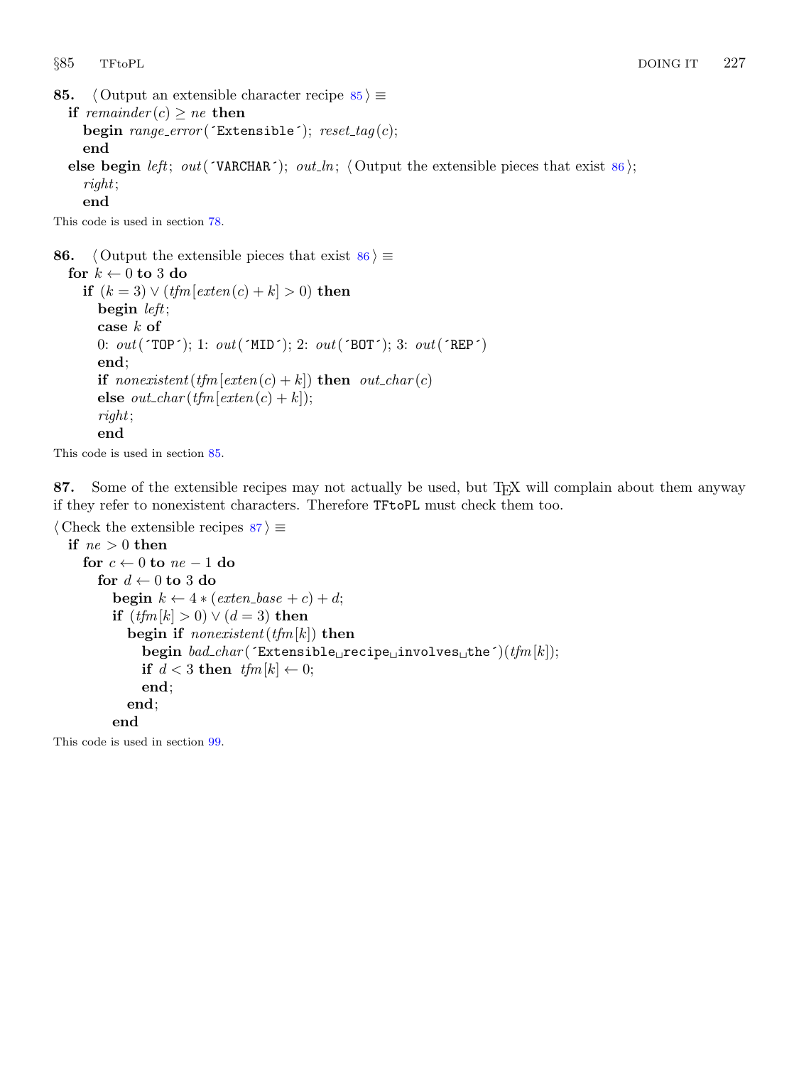**85.** ⟨ Output an extensible character recipe 85 ⟩ ≡

```
if remainder(c) ≥ ne then
  begin range_error(´Extensible´); reset_tag(c);
  end
else begin left; out(´VARCHAR´); out_ln; ⟨ Output the extensible pieces that exist 86 ⟩;
  right;
  end
```

This code is used in section 78.

**86.** ⟨ Output the extensible pieces that exist 86 ⟩ ≡

```
for k ← 0 to 3 do
  if (k = 3) ∨ (tfm[exten(c) + k] > 0) then
    begin left;
    case k of
    0: out(´TOP´); 1: out(´MID´); 2: out(´BOT´); 3: out(´REP´)
    end;
    if nonexistent(tfm[exten(c) + k]) then out_char(c)
    else out_char(tfm[exten(c) + k]);
    right;
    end
```

This code is used in section 85.

**87.** Some of the extensible recipes may not actually be used, but TEX will complain about them anyway if they refer to nonexistent characters. Therefore `TFtoPL` must check them too.

⟨ Check the extensible recipes 87 ⟩ ≡

```
if ne > 0 then
  for c ← 0 to ne − 1 do
    for d ← 0 to 3 do
      begin k ← 4 ∗ (exten_base + c) + d;
      if (tfm[k] > 0) ∨ (d = 3) then
        begin if nonexistent(tfm[k]) then
          begin bad_char(´Extensible␣recipe␣involves␣the´)(tfm[k]);
          if d < 3 then tfm[k] ← 0;
          end;
        end;
      end
```

This code is used in section 99.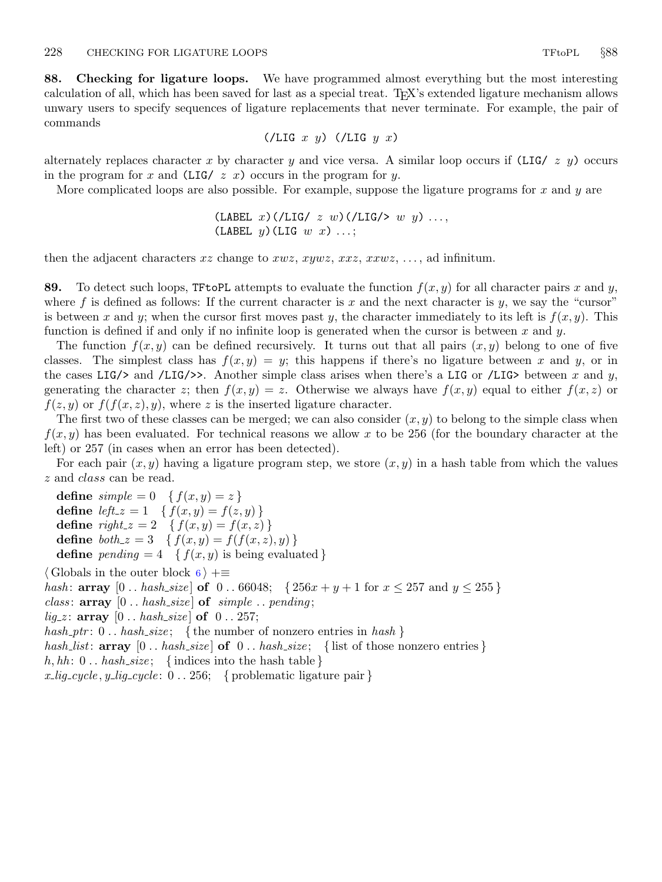**88. Checking for ligature loops.** We have programmed almost everything but the most interesting calculation of all, which has been saved for last as a special treat. TEX's extended ligature mechanism allows unwary users to specify sequences of ligature replacements that never terminate. For example, the pair of commands

(/LIG $x$ $y$) (/LIG $y$ $x$)

alternately replaces character $x$ by character $y$ and vice versa. A similar loop occurs if (LIG/ $z$ $y$) occurs in the program for $x$ and (LIG/ $z$ $x$) occurs in the program for $y$.

More complicated loops are also possible. For example, suppose the ligature programs for $x$ and $y$ are

(LABEL $x$)(/LIG/ $z$ $w$)(/LIG/> $w$ $y$) ...,
(LABEL $y$)(LIG $w$ $x$) ...;

then the adjacent characters $xz$ change to $xwz$, $xywz$, $xxz$, $xxwz$, ..., ad infinitum.

**89.** To detect such loops, TFtoPL attempts to evaluate the function $f(x,y)$ for all character pairs $x$ and $y$, where $f$ is defined as follows: If the current character is $x$ and the next character is $y$, we say the "cursor" is between $x$ and $y$; when the cursor first moves past $y$, the character immediately to its left is $f(x,y)$. This function is defined if and only if no infinite loop is generated when the cursor is between $x$ and $y$.

The function $f(x,y)$ can be defined recursively. It turns out that all pairs $(x,y)$ belong to one of five classes. The simplest class has $f(x,y) = y$; this happens if there's no ligature between $x$ and $y$, or in the cases LIG/> and /LIG/>>. Another simple class arises when there's a LIG or /LIG> between $x$ and $y$, generating the character $z$; then $f(x,y) = z$. Otherwise we always have $f(x,y)$ equal to either $f(x,z)$ or $f(z,y)$ or $f(f(x,z),y)$, where $z$ is the inserted ligature character.

The first two of these classes can be merged; we can also consider $(x,y)$ to belong to the simple class when $f(x,y)$ has been evaluated. For technical reasons we allow $x$ to be 256 (for the boundary character at the left) or 257 (in cases when an error has been detected).

For each pair $(x,y)$ having a ligature program step, we store $(x,y)$ in a hash table from which the values $z$ and *class* can be read.

**define** *simple* = 0 { $f(x,y) = z$ }
**define** *left_z* = 1 { $f(x,y) = f(z,y)$ }
**define** *right_z* = 2 { $f(x,y) = f(x,z)$ }
**define** *both_z* = 3 { $f(x,y) = f(f(x,z),y)$ }
**define** *pending* = 4 { $f(x,y)$ is being evaluated }

⟨ Globals in the outer block 6 ⟩ +≡
*hash*: **array** [0 .. *hash_size*] **of** 0 .. 66048; { $256x + y + 1$ for $x \le 257$ and $y \le 255$ }
*class*: **array** [0 .. *hash_size*] **of** *simple* .. *pending*;
*lig_z*: **array** [0 .. *hash_size*] **of** 0 .. 257;
*hash_ptr*: 0 .. *hash_size*; { the number of nonzero entries in *hash* }
*hash_list*: **array** [0 .. *hash_size*] **of** 0 .. *hash_size*; { list of those nonzero entries }
*h*, *hh*: 0 .. *hash_size*; { indices into the hash table }
*x_lig_cycle*, *y_lig_cycle*: 0 .. 256; { problematic ligature pair }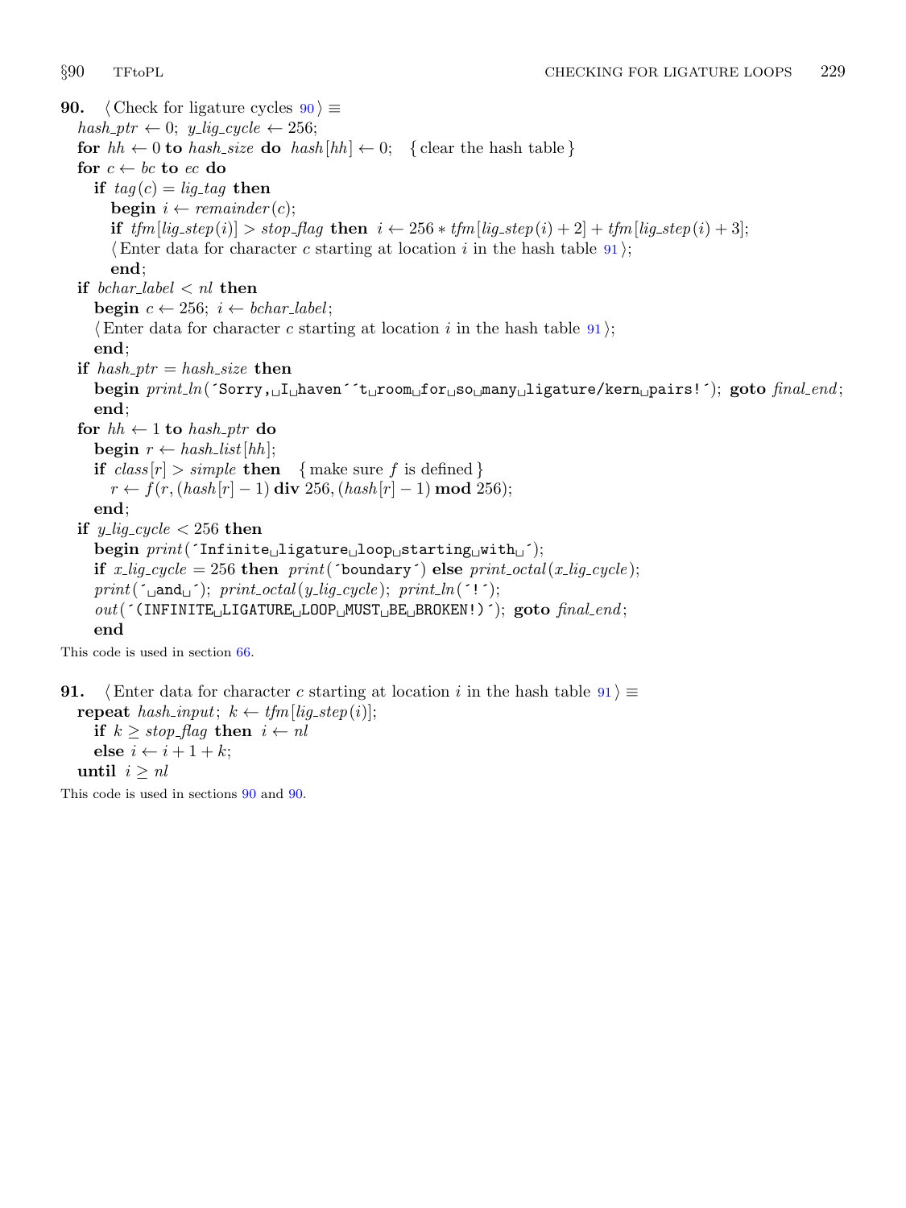**90.** ⟨ Check for ligature cycles 90 ⟩ ≡

```
hash_ptr ← 0; y_lig_cycle ← 256;
for hh ← 0 to hash_size do hash[hh] ← 0;   { clear the hash table }
for c ← bc to ec do
  if tag(c) = lig_tag then
    begin i ← remainder(c);
    if tfm[lig_step(i)] > stop_flag then i ← 256 * tfm[lig_step(i) + 2] + tfm[lig_step(i) + 3];
    ⟨ Enter data for character c starting at location i in the hash table 91 ⟩;
    end;
if bchar_label < nl then
  begin c ← 256; i ← bchar_label;
  ⟨ Enter data for character c starting at location i in the hash table 91 ⟩;
  end;
if hash_ptr = hash_size then
  begin print_ln('Sorry, I haven''t room for so many ligature/kern pairs!'); goto final_end;
  end;
for hh ← 1 to hash_ptr do
  begin r ← hash_list[hh];
  if class[r] > simple then   { make sure f is defined }
    r ← f(r, (hash[r] − 1) div 256, (hash[r] − 1) mod 256);
  end;
if y_lig_cycle < 256 then
  begin print('Infinite ligature loop starting with ');
  if x_lig_cycle = 256 then print('boundary') else print_octal(x_lig_cycle);
  print(' and '); print_octal(y_lig_cycle); print_ln('!');
  out('(INFINITE LIGATURE LOOP MUST BE BROKEN!)'); goto final_end;
  end
```

This code is used in section 66.

**91.** ⟨ Enter data for character $c$ starting at location $i$ in the hash table 91 ⟩ ≡

```
repeat hash_input; k ← tfm[lig_step(i)];
  if k ≥ stop_flag then i ← nl
  else i ← i + 1 + k;
until i ≥ nl
```

This code is used in sections 90 and 90.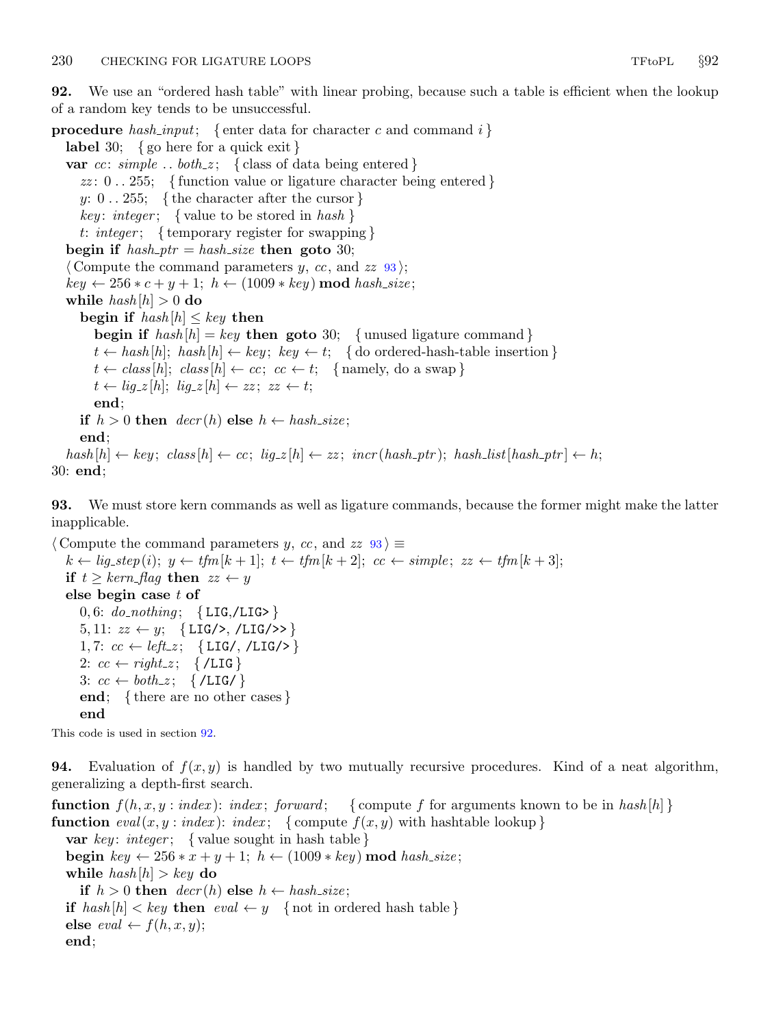**92.** We use an "ordered hash table" with linear probing, because such a table is efficient when the lookup of a random key tends to be unsuccessful.

```
procedure hash_input; { enter data for character c and command i }
  label 30; { go here for a quick exit }
  var cc: simple .. both_z; { class of data being entered }
    zz: 0 .. 255; { function value or ligature character being entered }
    y: 0 .. 255; { the character after the cursor }
    key: integer; { value to be stored in hash }
    t: integer; { temporary register for swapping }
  begin if hash_ptr = hash_size then goto 30;
  ⟨Compute the command parameters y, cc, and zz 93⟩;
  key ← 256 ∗ c + y + 1; h ← (1009 ∗ key) mod hash_size;
  while hash[h] > 0 do
    begin if hash[h] ≤ key then
      begin if hash[h] = key then goto 30; { unused ligature command }
      t ← hash[h]; hash[h] ← key; key ← t; { do ordered-hash-table insertion }
      t ← class[h]; class[h] ← cc; cc ← t; { namely, do a swap }
      t ← lig_z[h]; lig_z[h] ← zz; zz ← t;
      end;
    if h > 0 then decr(h) else h ← hash_size;
    end;
  hash[h] ← key; class[h] ← cc; lig_z[h] ← zz; incr(hash_ptr); hash_list[hash_ptr] ← h;
30: end;
```

**93.** We must store kern commands as well as ligature commands, because the former might make the latter inapplicable.

```
⟨Compute the command parameters y, cc, and zz 93⟩ ≡
  k ← lig_step(i); y ← tfm[k + 1]; t ← tfm[k + 2]; cc ← simple; zz ← tfm[k + 3];
  if t ≥ kern_flag then zz ← y
  else begin case t of
    0, 6: do_nothing; { LIG,/LIG> }
    5, 11: zz ← y; { LIG/>, /LIG/>> }
    1, 7: cc ← left_z; { LIG/, /LIG/> }
    2: cc ← right_z; { /LIG }
    3: cc ← both_z; { /LIG/ }
    end; { there are no other cases }
    end
```

This code is used in section 92.

**94.** Evaluation of $f(x, y)$ is handled by two mutually recursive procedures. Kind of a neat algorithm, generalizing a depth-first search.

```
function f(h, x, y : index): index; forward; { compute f for arguments known to be in hash[h] }
function eval(x, y : index): index; { compute f(x, y) with hashtable lookup }
  var key: integer; { value sought in hash table }
  begin key ← 256 ∗ x + y + 1; h ← (1009 ∗ key) mod hash_size;
  while hash[h] > key do
    if h > 0 then decr(h) else h ← hash_size;
  if hash[h] < key then eval ← y { not in ordered hash table }
  else eval ← f(h, x, y);
  end;
```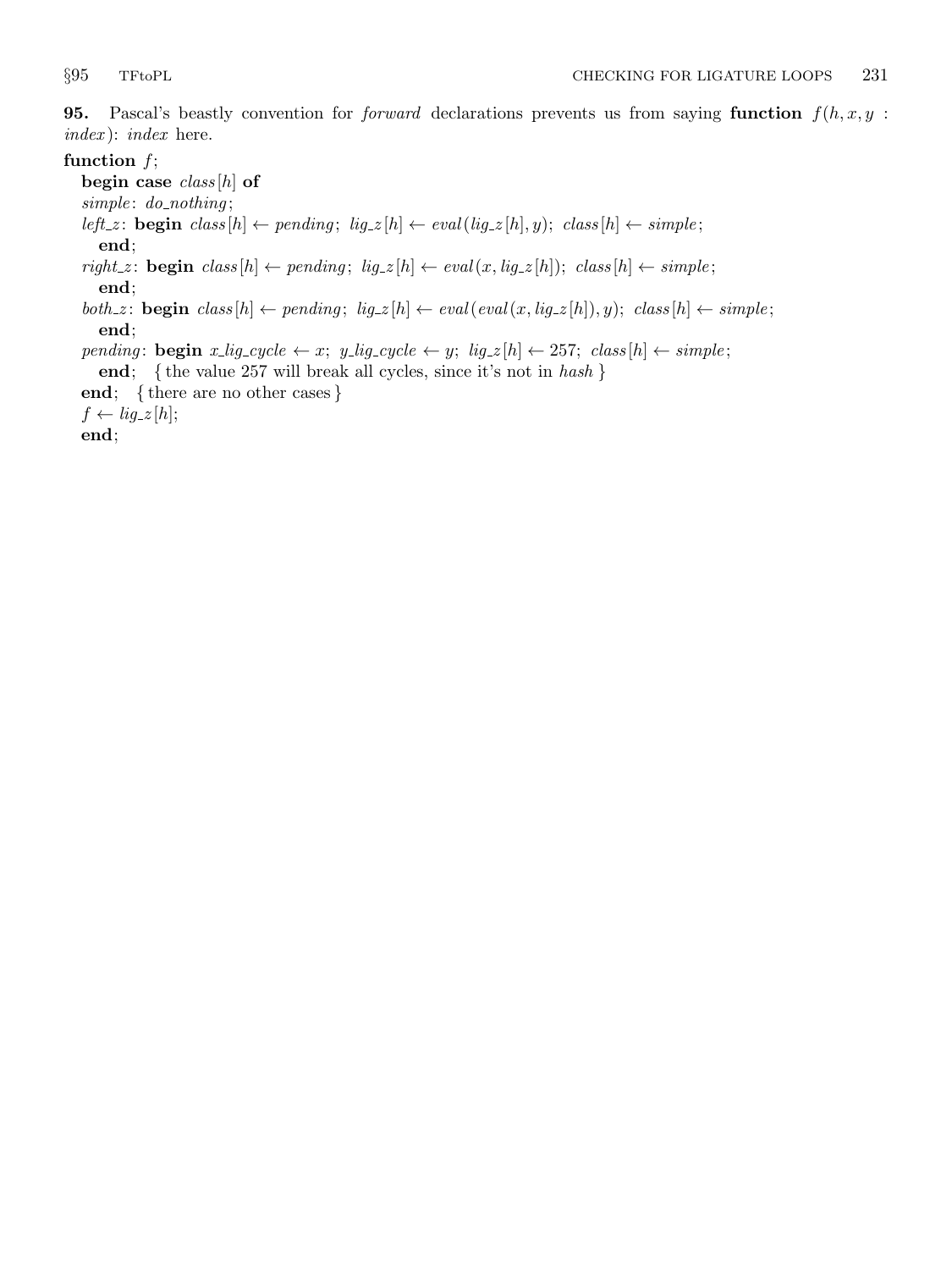**95.** Pascal's beastly convention for *forward* declarations prevents us from saying **function** $f(h, x, y : index)$: *index* here.

```
function f;
  begin case class[h] of
  simple: do_nothing;
  left_z: begin class[h] ← pending; lig_z[h] ← eval(lig_z[h], y); class[h] ← simple;
    end;
  right_z: begin class[h] ← pending; lig_z[h] ← eval(x, lig_z[h]); class[h] ← simple;
    end;
  both_z: begin class[h] ← pending; lig_z[h] ← eval(eval(x, lig_z[h]), y); class[h] ← simple;
    end;
  pending: begin x_lig_cycle ← x; y_lig_cycle ← y; lig_z[h] ← 257; class[h] ← simple;
    end; { the value 257 will break all cycles, since it's not in hash }
  end; { there are no other cases }
  f ← lig_z[h];
  end;
```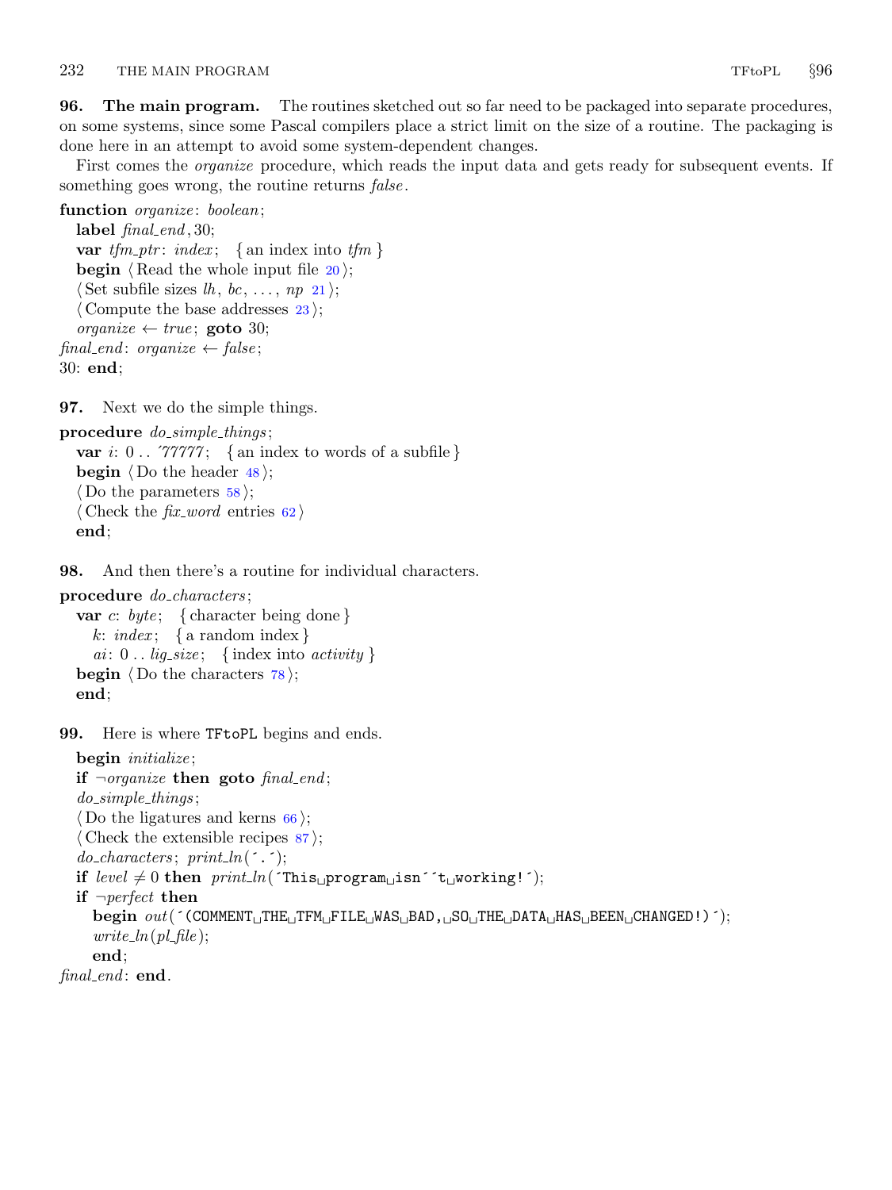**96. The main program.** The routines sketched out so far need to be packaged into separate procedures, on some systems, since some Pascal compilers place a strict limit on the size of a routine. The packaging is done here in an attempt to avoid some system-dependent changes.

First comes the *organize* procedure, which reads the input data and gets ready for subsequent events. If something goes wrong, the routine returns *false*.

```
function organize: boolean;
  label final_end, 30;
  var tfm_ptr: index;   { an index into tfm }
  begin ⟨Read the whole input file 20⟩;
  ⟨Set subfile sizes lh, bc, ..., np 21⟩;
  ⟨Compute the base addresses 23⟩;
  organize ← true; goto 30;
final_end: organize ← false;
30: end;
```

**97.** Next we do the simple things.

```
procedure do_simple_things;
  var i: 0 .. '77777;   { an index to words of a subfile }
  begin ⟨Do the header 48⟩;
  ⟨Do the parameters 58⟩;
  ⟨Check the fix_word entries 62⟩
  end;
```

**98.** And then there's a routine for individual characters.

```
procedure do_characters;
  var c: byte;   { character being done }
    k: index;   { a random index }
    ai: 0 .. lig_size;   { index into activity }
  begin ⟨Do the characters 78⟩;
  end;
```

**99.** Here is where TFtoPL begins and ends.

```
begin initialize;
if ¬organize then goto final_end;
do_simple_things;
⟨Do the ligatures and kerns 66⟩;
⟨Check the extensible recipes 87⟩;
do_characters; print_ln('.');
if level ≠ 0 then print_ln('This program isn''t working!');
if ¬perfect then
  begin out('(COMMENT THE TFM FILE WAS BAD, SO THE DATA HAS BEEN CHANGED!)');
  write_ln(pl_file);
  end;
final_end: end.
```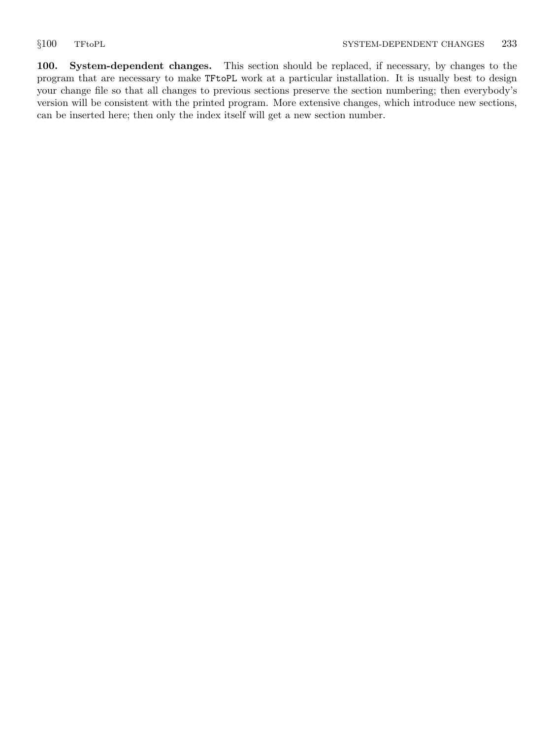**100. System-dependent changes.** This section should be replaced, if necessary, by changes to the program that are necessary to make `TFtoPL` work at a particular installation. It is usually best to design your change file so that all changes to previous sections preserve the section numbering; then everybody's version will be consistent with the printed program. More extensive changes, which introduce new sections, can be inserted here; then only the index itself will get a new section number.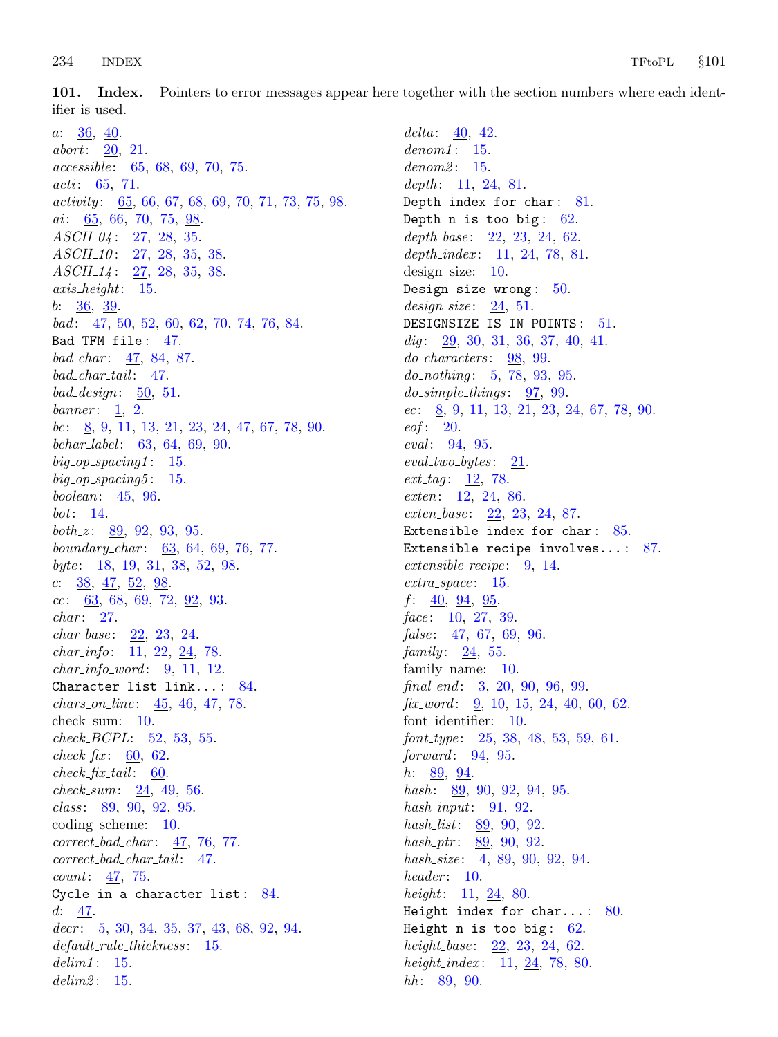**101. Index.** Pointers to error messages appear here together with the section numbers where each identifier is used.

*a*: 36, 40.
*abort*: 20, 21.
*accessible*: 65, 68, 69, 70, 75.
*acti*: 65, 71.
*activity*: 65, 66, 67, 68, 69, 70, 71, 73, 75, 98.
*ai*: 65, 66, 70, 75, 98.
*ASCII_04*: 27, 28, 35.
*ASCII_10*: 27, 28, 35, 38.
*ASCII_14*: 27, 28, 35, 38.
*axis_height*: 15.
*b*: 36, 39.
*bad*: 47, 50, 52, 60, 62, 70, 74, 76, 84.
`Bad TFM file`: 47.
*bad_char*: 47, 84, 87.
*bad_char_tail*: 47.
*bad_design*: 50, 51.
*banner*: 1, 2.
*bc*: 8, 9, 11, 13, 21, 23, 24, 47, 67, 78, 90.
*bchar_label*: 63, 64, 69, 90.
*big_op_spacing1*: 15.
*big_op_spacing5*: 15.
*boolean*: 45, 96.
*bot*: 14.
*both_z*: 89, 92, 93, 95.
*boundary_char*: 63, 64, 69, 76, 77.
*byte*: 18, 19, 31, 38, 52, 98.
*c*: 38, 47, 52, 98.
*cc*: 63, 68, 69, 72, 92, 93.
*char*: 27.
*char_base*: 22, 23, 24.
*char_info*: 11, 22, 24, 78.
*char_info_word*: 9, 11, 12.
`Character list link...`: 84.
*chars_on_line*: 45, 46, 47, 78.
check sum: 10.
*check_BCPL*: 52, 53, 55.
*check_fix*: 60, 62.
*check_fix_tail*: 60.
*check_sum*: 24, 49, 56.
*class*: 89, 90, 92, 95.
coding scheme: 10.
*correct_bad_char*: 47, 76, 77.
*correct_bad_char_tail*: 47.
*count*: 47, 75.
`Cycle in a character list`: 84.
*d*: 47.
*decr*: 5, 30, 34, 35, 37, 43, 68, 92, 94.
*default_rule_thickness*: 15.
*delim1*: 15.
*delim2*: 15.
*delta*: 40, 42.
*denom1*: 15.
*denom2*: 15.
*depth*: 11, 24, 81.
`Depth index for char`: 81.
`Depth n is too big`: 62.
*depth_base*: 22, 23, 24, 62.
*depth_index*: 11, 24, 78, 81.
design size: 10.
`Design size wrong`: 50.
*design_size*: 24, 51.
`DESIGNSIZE IS IN POINTS`: 51.
*dig*: 29, 30, 31, 36, 37, 40, 41.
*do_characters*: 98, 99.
*do_nothing*: 5, 78, 93, 95.
*do_simple_things*: 97, 99.
*ec*: 8, 9, 11, 13, 21, 23, 24, 67, 78, 90.
*eof*: 20.
*eval*: 94, 95.
*eval_two_bytes*: 21.
*ext_tag*: 12, 78.
*exten*: 12, 24, 86.
*exten_base*: 22, 23, 24, 87.
`Extensible index for char`: 85.
`Extensible recipe involves...`: 87.
*extensible_recipe*: 9, 14.
*extra_space*: 15.
*f*: 40, 94, 95.
*face*: 10, 27, 39.
*false*: 47, 67, 69, 96.
*family*: 24, 55.
family name: 10.
*final_end*: 3, 20, 90, 96, 99.
*fix_word*: 9, 10, 15, 24, 40, 60, 62.
font identifier: 10.
*font_type*: 25, 38, 48, 53, 59, 61.
*forward*: 94, 95.
*h*: 89, 94.
*hash*: 89, 90, 92, 94, 95.
*hash_input*: 91, 92.
*hash_list*: 89, 90, 92.
*hash_ptr*: 89, 90, 92.
*hash_size*: 4, 89, 90, 92, 94.
*header*: 10.
*height*: 11, 24, 80.
`Height index for char...`: 80.
`Height n is too big`: 62.
*height_base*: 22, 23, 24, 62.
*height_index*: 11, 24, 78, 80.
*hh*: 89, 90.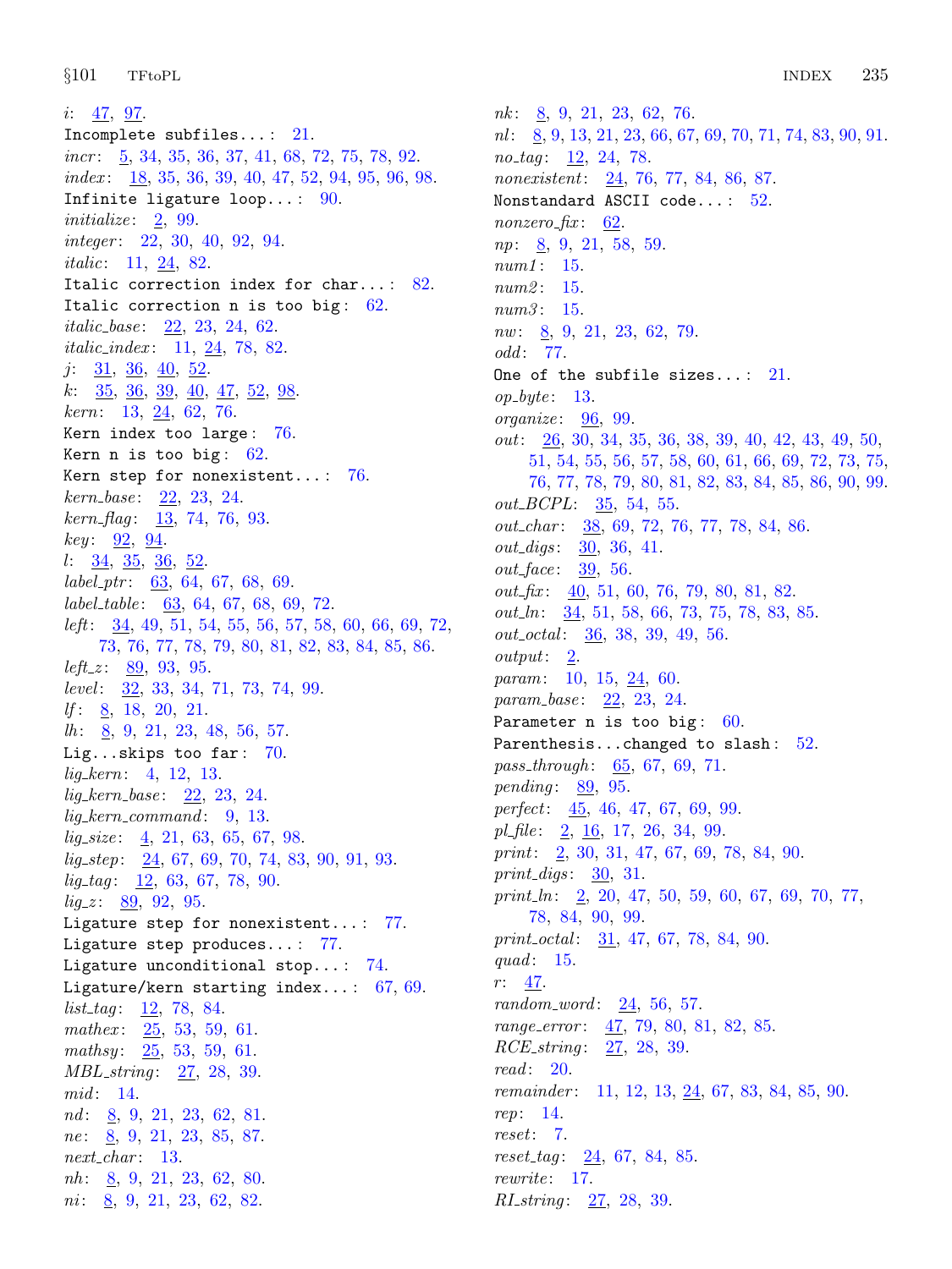*i*: 47, 97.
Incomplete subfiles...: 21.
*incr*: 5, 34, 35, 36, 37, 41, 68, 72, 75, 78, 92.
*index*: 18, 35, 36, 39, 40, 47, 52, 94, 95, 96, 98.
Infinite ligature loop...: 90.
*initialize*: 2, 99.
*integer*: 22, 30, 40, 92, 94.
*italic*: 11, 24, 82.
Italic correction index for char...: 82.
Italic correction n is too big: 62.
*italic_base*: 22, 23, 24, 62.
*italic_index*: 11, 24, 78, 82.
*j*: 31, 36, 40, 52.
*k*: 35, 36, 39, 40, 47, 52, 98.
*kern*: 13, 24, 62, 76.
Kern index too large: 76.
Kern n is too big: 62.
Kern step for nonexistent...: 76.
*kern_base*: 22, 23, 24.
*kern_flag*: 13, 74, 76, 93.
*key*: 92, 94.
*l*: 34, 35, 36, 52.
*label_ptr*: 63, 64, 67, 68, 69.
*label_table*: 63, 64, 67, 68, 69, 72.
*left*: 34, 49, 51, 54, 55, 56, 57, 58, 60, 66, 69, 72, 73, 76, 77, 78, 79, 80, 81, 82, 83, 84, 85, 86.
*left_z*: 89, 93, 95.
*level*: 32, 33, 34, 71, 73, 74, 99.
*lf*: 8, 18, 20, 21.
*lh*: 8, 9, 21, 23, 48, 56, 57.
Lig...skips too far: 70.
*lig_kern*: 4, 12, 13.
*lig_kern_base*: 22, 23, 24.
*lig_kern_command*: 9, 13.
*lig_size*: 4, 21, 63, 65, 67, 98.
*lig_step*: 24, 67, 69, 70, 74, 83, 90, 91, 93.
*lig_tag*: 12, 63, 67, 78, 90.
*lig_z*: 89, 92, 95.
Ligature step for nonexistent...: 77.
Ligature step produces...: 77.
Ligature unconditional stop...: 74.
Ligature/kern starting index...: 67, 69.
*list_tag*: 12, 78, 84.
*mathex*: 25, 53, 59, 61.
*mathsy*: 25, 53, 59, 61.
*MBL_string*: 27, 28, 39.
*mid*: 14.
*nd*: 8, 9, 21, 23, 62, 81.
*ne*: 8, 9, 21, 23, 85, 87.
*next_char*: 13.
*nh*: 8, 9, 21, 23, 62, 80.
*ni*: 8, 9, 21, 23, 62, 82.
*nk*: 8, 9, 21, 23, 62, 76.
*nl*: 8, 9, 13, 21, 23, 66, 67, 69, 70, 71, 74, 83, 90, 91.
*no_tag*: 12, 24, 78.
*nonexistent*: 24, 76, 77, 84, 86, 87.
Nonstandard ASCII code...: 52.
*nonzero_fix*: 62.
*np*: 8, 9, 21, 58, 59.
*num1*: 15.
*num2*: 15.
*num3*: 15.
*nw*: 8, 9, 21, 23, 62, 79.
*odd*: 77.
One of the subfile sizes...: 21.
*op_byte*: 13.
*organize*: 96, 99.
*out*: 26, 30, 34, 35, 36, 38, 39, 40, 42, 43, 49, 50, 51, 54, 55, 56, 57, 58, 60, 61, 66, 69, 72, 73, 75, 76, 77, 78, 79, 80, 81, 82, 83, 84, 85, 86, 90, 99.
*out_BCPL*: 35, 54, 55.
*out_char*: 38, 69, 72, 76, 77, 78, 84, 86.
*out_digs*: 30, 36, 41.
*out_face*: 39, 56.
*out_fix*: 40, 51, 60, 76, 79, 80, 81, 82.
*out_ln*: 34, 51, 58, 66, 73, 75, 78, 83, 85.
*out_octal*: 36, 38, 39, 49, 56.
*output*: 2.
*param*: 10, 15, 24, 60.
*param_base*: 22, 23, 24.
Parameter n is too big: 60.
Parenthesis...changed to slash: 52.
*pass_through*: 65, 67, 69, 71.
*pending*: 89, 95.
*perfect*: 45, 46, 47, 67, 69, 99.
*pl_file*: 2, 16, 17, 26, 34, 99.
*print*: 2, 30, 31, 47, 67, 69, 78, 84, 90.
*print_digs*: 30, 31.
*print_ln*: 2, 20, 47, 50, 59, 60, 67, 69, 70, 77, 78, 84, 90, 99.
*print_octal*: 31, 47, 67, 78, 84, 90.
*quad*: 15.
*r*: 47.
*random_word*: 24, 56, 57.
*range_error*: 47, 79, 80, 81, 82, 85.
*RCE_string*: 27, 28, 39.
*read*: 20.
*remainder*: 11, 12, 13, 24, 67, 83, 84, 85, 90.
*rep*: 14.
*reset*: 7.
*reset_tag*: 24, 67, 84, 85.
*rewrite*: 17.
*RI_string*: 27, 28, 39.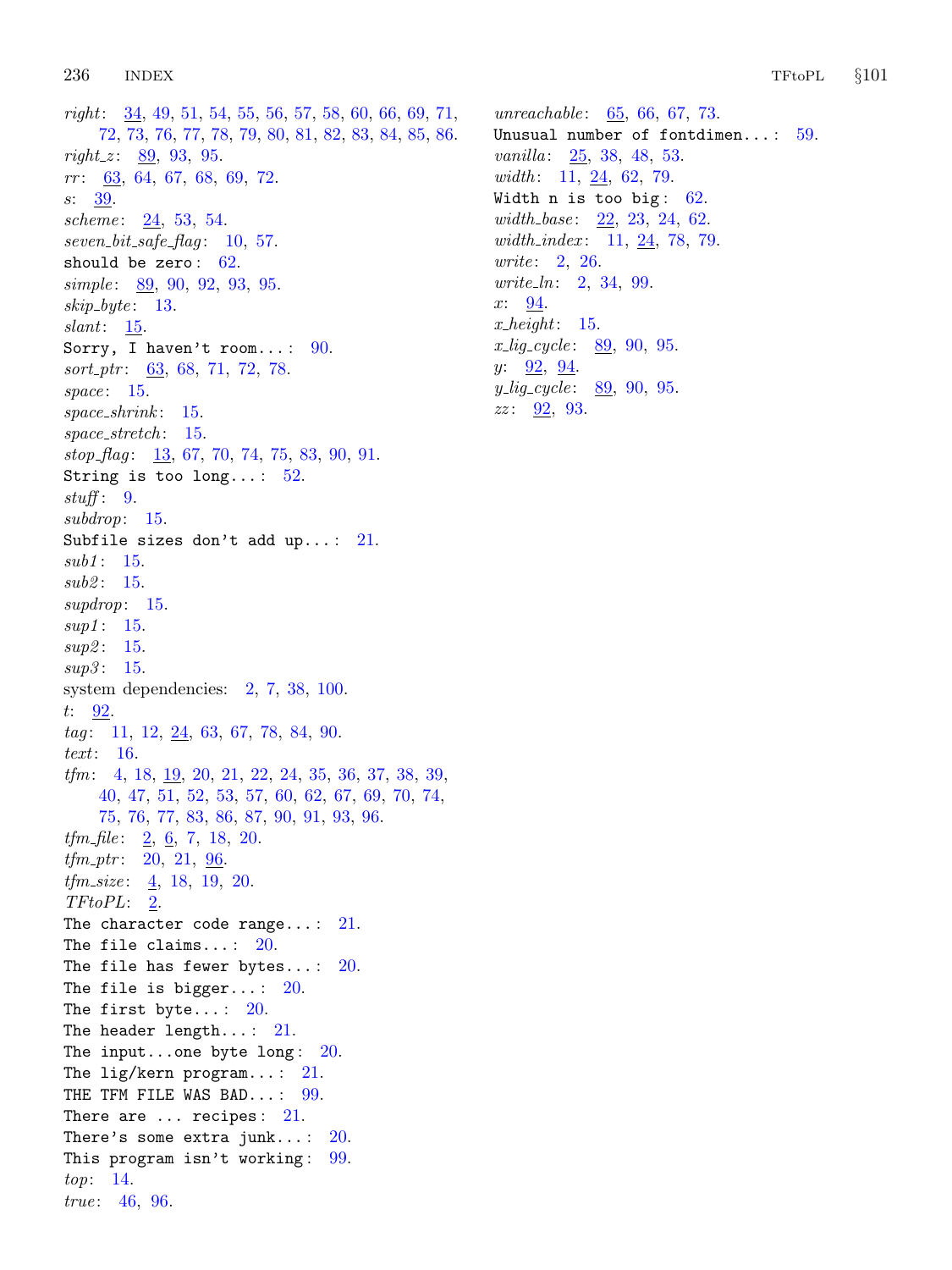*right*: 34, 49, 51, 54, 55, 56, 57, 58, 60, 66, 69, 71, 72, 73, 76, 77, 78, 79, 80, 81, 82, 83, 84, 85, 86.
*right_z*: 89, 93, 95.
*rr*: 63, 64, 67, 68, 69, 72.
*s*: 39.
*scheme*: 24, 53, 54.
*seven_bit_safe_flag*: 10, 57.
`should be zero`: 62.
*simple*: 89, 90, 92, 93, 95.
*skip_byte*: 13.
*slant*: 15.
`Sorry, I haven't room...`: 90.
*sort_ptr*: 63, 68, 71, 72, 78.
*space*: 15.
*space_shrink*: 15.
*space_stretch*: 15.
*stop_flag*: 13, 67, 70, 74, 75, 83, 90, 91.
`String is too long...`: 52.
*stuff*: 9.
*subdrop*: 15.
`Subfile sizes don't add up...`: 21.
*sub1*: 15.
*sub2*: 15.
*supdrop*: 15.
*sup1*: 15.
*sup2*: 15.
*sup3*: 15.
system dependencies: 2, 7, 38, 100.
*t*: 92.
*tag*: 11, 12, 24, 63, 67, 78, 84, 90.
*text*: 16.
*tfm*: 4, 18, 19, 20, 21, 22, 24, 35, 36, 37, 38, 39, 40, 47, 51, 52, 53, 57, 60, 62, 67, 69, 70, 74, 75, 76, 77, 83, 86, 87, 90, 91, 93, 96.
*tfm_file*: 2, 6, 7, 18, 20.
*tfm_ptr*: 20, 21, 96.
*tfm_size*: 4, 18, 19, 20.
*TFtoPL*: 2.
`The character code range...`: 21.
`The file claims...`: 20.
`The file has fewer bytes...`: 20.
`The file is bigger...`: 20.
`The first byte...`: 20.
`The header length...`: 21.
`The input...one byte long`: 20.
`The lig/kern program...`: 21.
`THE TFM FILE WAS BAD...`: 99.
`There are ... recipes`: 21.
`There's some extra junk...`: 20.
`This program isn't working`: 99.
*top*: 14.
*true*: 46, 96.
*unreachable*: 65, 66, 67, 73.
`Unusual number of fontdimen...`: 59.
*vanilla*: 25, 38, 48, 53.
*width*: 11, 24, 62, 79.
`Width n is too big`: 62.
*width_base*: 22, 23, 24, 62.
*width_index*: 11, 24, 78, 79.
*write*: 2, 26.
*write_ln*: 2, 34, 99.
*x*: 94.
*x_height*: 15.
*x_lig_cycle*: 89, 90, 95.
*y*: 92, 94.
*y_lig_cycle*: 89, 90, 95.
*zz*: 92, 93.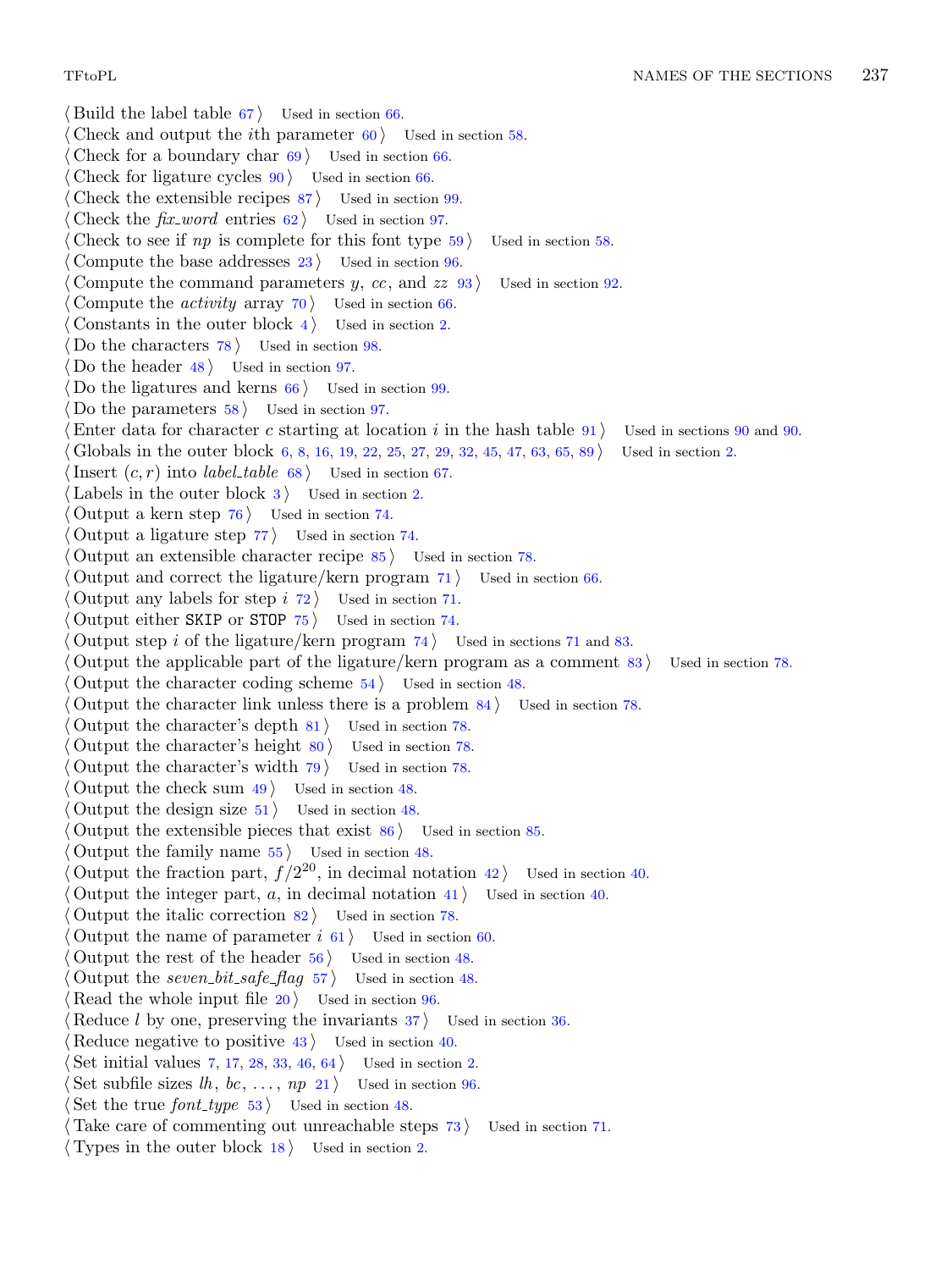⟨ Build the label table 67 ⟩ Used in section 66.
⟨ Check and output the $i$th parameter 60 ⟩ Used in section 58.
⟨ Check for a boundary char 69 ⟩ Used in section 66.
⟨ Check for ligature cycles 90 ⟩ Used in section 66.
⟨ Check the extensible recipes 87 ⟩ Used in section 99.
⟨ Check the *fix_word* entries 62 ⟩ Used in section 97.
⟨ Check to see if $np$ is complete for this font type 59 ⟩ Used in section 58.
⟨ Compute the base addresses 23 ⟩ Used in section 96.
⟨ Compute the command parameters $y$, $cc$, and $zz$ 93 ⟩ Used in section 92.
⟨ Compute the *activity* array 70 ⟩ Used in section 66.
⟨ Constants in the outer block 4 ⟩ Used in section 2.
⟨ Do the characters 78 ⟩ Used in section 98.
⟨ Do the header 48 ⟩ Used in section 97.
⟨ Do the ligatures and kerns 66 ⟩ Used in section 99.
⟨ Do the parameters 58 ⟩ Used in section 97.
⟨ Enter data for character $c$ starting at location $i$ in the hash table 91 ⟩ Used in sections 90 and 90.
⟨ Globals in the outer block 6, 8, 16, 19, 22, 25, 27, 29, 32, 45, 47, 63, 65, 89 ⟩ Used in section 2.
⟨ Insert $(c, r)$ into *label_table* 68 ⟩ Used in section 67.
⟨ Labels in the outer block 3 ⟩ Used in section 2.
⟨ Output a kern step 76 ⟩ Used in section 74.
⟨ Output a ligature step 77 ⟩ Used in section 74.
⟨ Output an extensible character recipe 85 ⟩ Used in section 78.
⟨ Output and correct the ligature/kern program 71 ⟩ Used in section 66.
⟨ Output any labels for step $i$ 72 ⟩ Used in section 71.
⟨ Output either SKIP or STOP 75 ⟩ Used in section 74.
⟨ Output step $i$ of the ligature/kern program 74 ⟩ Used in sections 71 and 83.
⟨ Output the applicable part of the ligature/kern program as a comment 83 ⟩ Used in section 78.
⟨ Output the character coding scheme 54 ⟩ Used in section 48.
⟨ Output the character link unless there is a problem 84 ⟩ Used in section 78.
⟨ Output the character's depth 81 ⟩ Used in section 78.
⟨ Output the character's height 80 ⟩ Used in section 78.
⟨ Output the character's width 79 ⟩ Used in section 78.
⟨ Output the check sum 49 ⟩ Used in section 48.
⟨ Output the design size 51 ⟩ Used in section 48.
⟨ Output the extensible pieces that exist 86 ⟩ Used in section 85.
⟨ Output the family name 55 ⟩ Used in section 48.
⟨ Output the fraction part, $f/2^{20}$, in decimal notation 42 ⟩ Used in section 40.
⟨ Output the integer part, $a$, in decimal notation 41 ⟩ Used in section 40.
⟨ Output the italic correction 82 ⟩ Used in section 78.
⟨ Output the name of parameter $i$ 61 ⟩ Used in section 60.
⟨ Output the rest of the header 56 ⟩ Used in section 48.
⟨ Output the *seven_bit_safe_flag* 57 ⟩ Used in section 48.
⟨ Read the whole input file 20 ⟩ Used in section 96.
⟨ Reduce $l$ by one, preserving the invariants 37 ⟩ Used in section 36.
⟨ Reduce negative to positive 43 ⟩ Used in section 40.
⟨ Set initial values 7, 17, 28, 33, 46, 64 ⟩ Used in section 2.
⟨ Set subfile sizes $lh$, $bc$, …, $np$ 21 ⟩ Used in section 96.
⟨ Set the true *font_type* 53 ⟩ Used in section 48.
⟨ Take care of commenting out unreachable steps 73 ⟩ Used in section 71.
⟨ Types in the outer block 18 ⟩ Used in section 2.